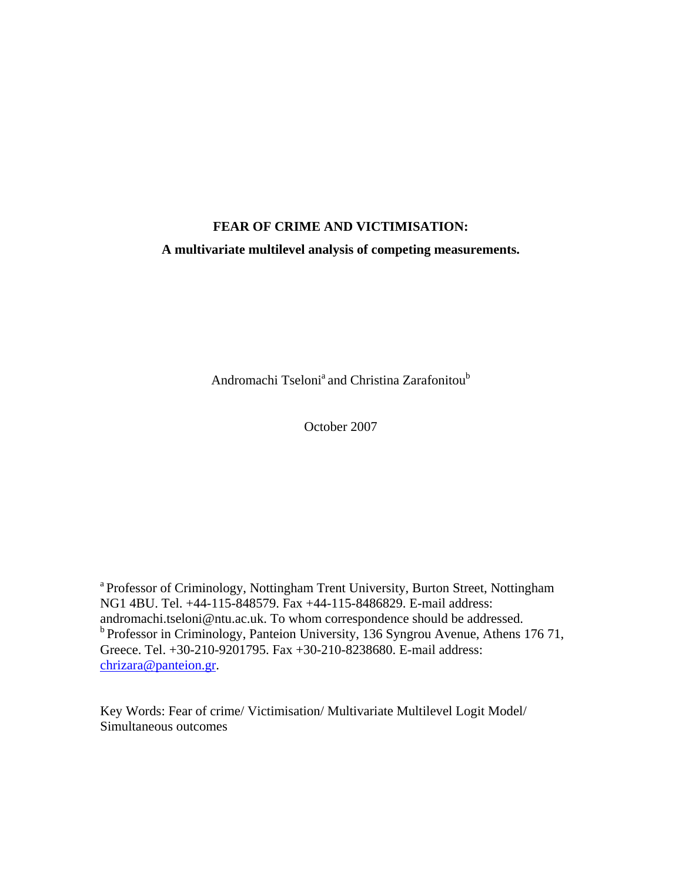# FEAR OF CRIME AND VICTIMISATION:

## A multivariate multilevel analysis of competing measurements.

Andromachi Tseloni[a] and Christina Zarafonitou[b]

October 2007

[a] Professor of Criminology, Nottingham Trent University, Burton Street, Nottingham NG1 4BU. Tel. +44-115-848579. Fax +44-115-8486829. E-mail address: andromachi.tseloni@ntu.ac.uk. To whom correspondence should be addressed.
[b] Professor in Criminology, Panteion University, 136 Syngrou Avenue, Athens 176 71, Greece. Tel. +30-210-9201795. Fax +30-210-8238680. E-mail address: chrizara@panteion.gr.

Key Words: Fear of crime/ Victimisation/ Multivariate Multilevel Logit Model/ Simultaneous outcomes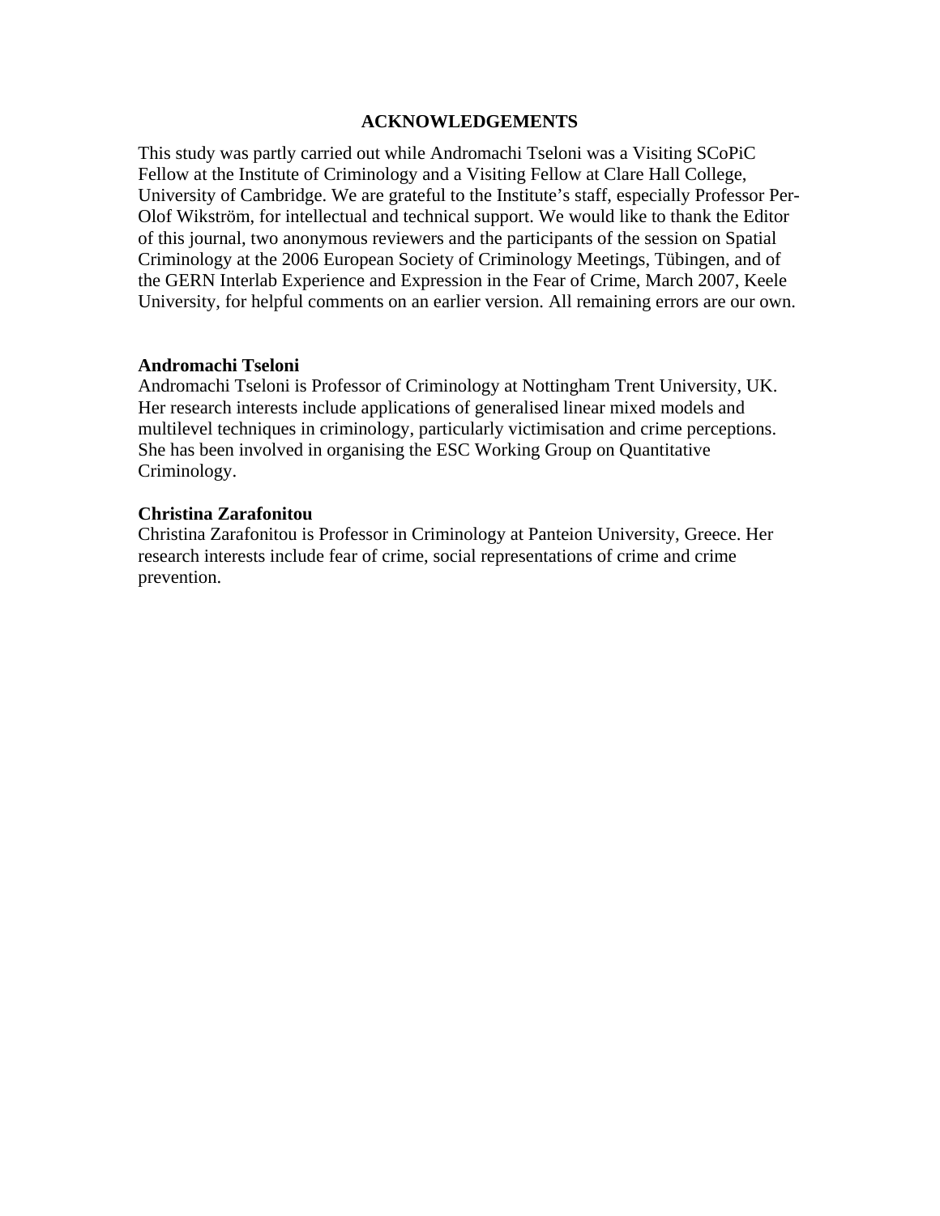## ACKNOWLEDGEMENTS

This study was partly carried out while Andromachi Tseloni was a Visiting SCoPiC Fellow at the Institute of Criminology and a Visiting Fellow at Clare Hall College, University of Cambridge. We are grateful to the Institute's staff, especially Professor Per-Olof Wikström, for intellectual and technical support. We would like to thank the Editor of this journal, two anonymous reviewers and the participants of the session on Spatial Criminology at the 2006 European Society of Criminology Meetings, Tübingen, and of the GERN Interlab Experience and Expression in the Fear of Crime, March 2007, Keele University, for helpful comments on an earlier version. All remaining errors are our own.

**Andromachi Tseloni**
Andromachi Tseloni is Professor of Criminology at Nottingham Trent University, UK. Her research interests include applications of generalised linear mixed models and multilevel techniques in criminology, particularly victimisation and crime perceptions. She has been involved in organising the ESC Working Group on Quantitative Criminology.

**Christina Zarafonitou**
Christina Zarafonitou is Professor in Criminology at Panteion University, Greece. Her research interests include fear of crime, social representations of crime and crime prevention.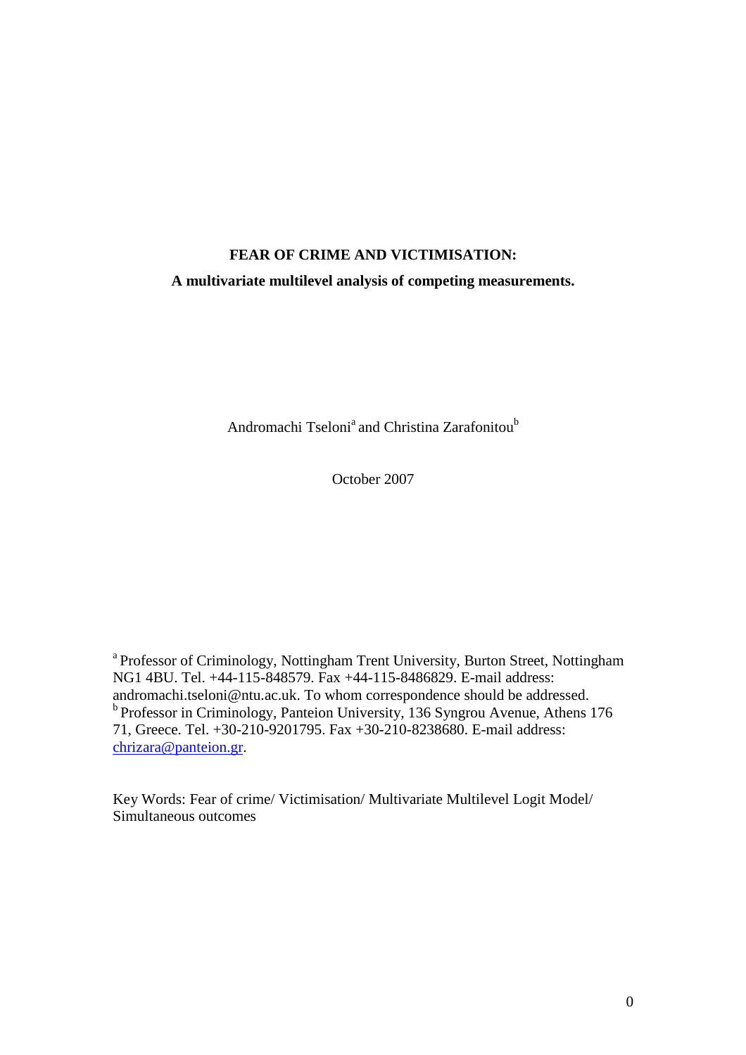**FEAR OF CRIME AND VICTIMISATION:**

**A multivariate multilevel analysis of competing measurements.**

Andromachi Tseloni[a] and Christina Zarafonitou[b]

October 2007

[a] Professor of Criminology, Nottingham Trent University, Burton Street, Nottingham NG1 4BU. Tel. +44-115-848579. Fax +44-115-8486829. E-mail address: andromachi.tseloni@ntu.ac.uk. To whom correspondence should be addressed.
[b] Professor in Criminology, Panteion University, 136 Syngrou Avenue, Athens 176 71, Greece. Tel. +30-210-9201795. Fax +30-210-8238680. E-mail address: chrizara@panteion.gr.

Key Words: Fear of crime/ Victimisation/ Multivariate Multilevel Logit Model/ Simultaneous outcomes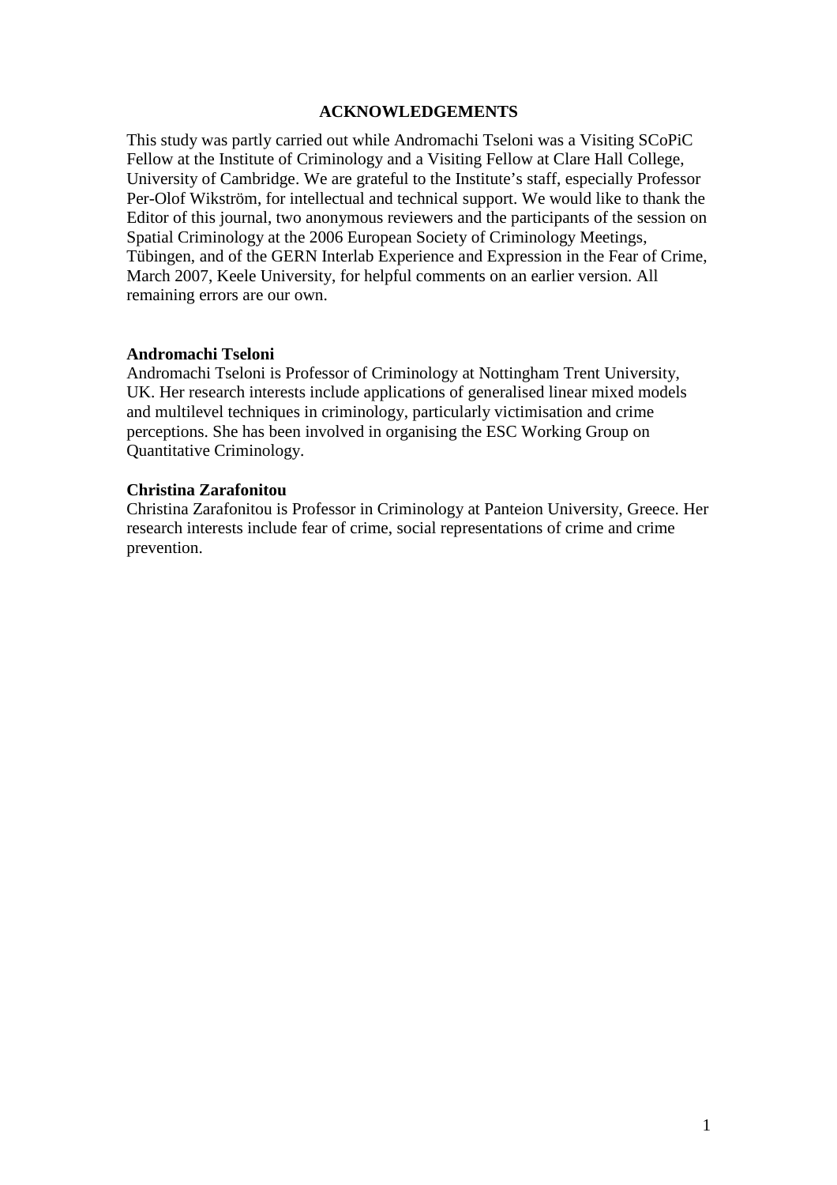## ACKNOWLEDGEMENTS

This study was partly carried out while Andromachi Tseloni was a Visiting SCoPiC Fellow at the Institute of Criminology and a Visiting Fellow at Clare Hall College, University of Cambridge. We are grateful to the Institute's staff, especially Professor Per-Olof Wikström, for intellectual and technical support. We would like to thank the Editor of this journal, two anonymous reviewers and the participants of the session on Spatial Criminology at the 2006 European Society of Criminology Meetings, Tübingen, and of the GERN Interlab Experience and Expression in the Fear of Crime, March 2007, Keele University, for helpful comments on an earlier version. All remaining errors are our own.

**Andromachi Tseloni**

Andromachi Tseloni is Professor of Criminology at Nottingham Trent University, UK. Her research interests include applications of generalised linear mixed models and multilevel techniques in criminology, particularly victimisation and crime perceptions. She has been involved in organising the ESC Working Group on Quantitative Criminology.

**Christina Zarafonitou**

Christina Zarafonitou is Professor in Criminology at Panteion University, Greece. Her research interests include fear of crime, social representations of crime and crime prevention.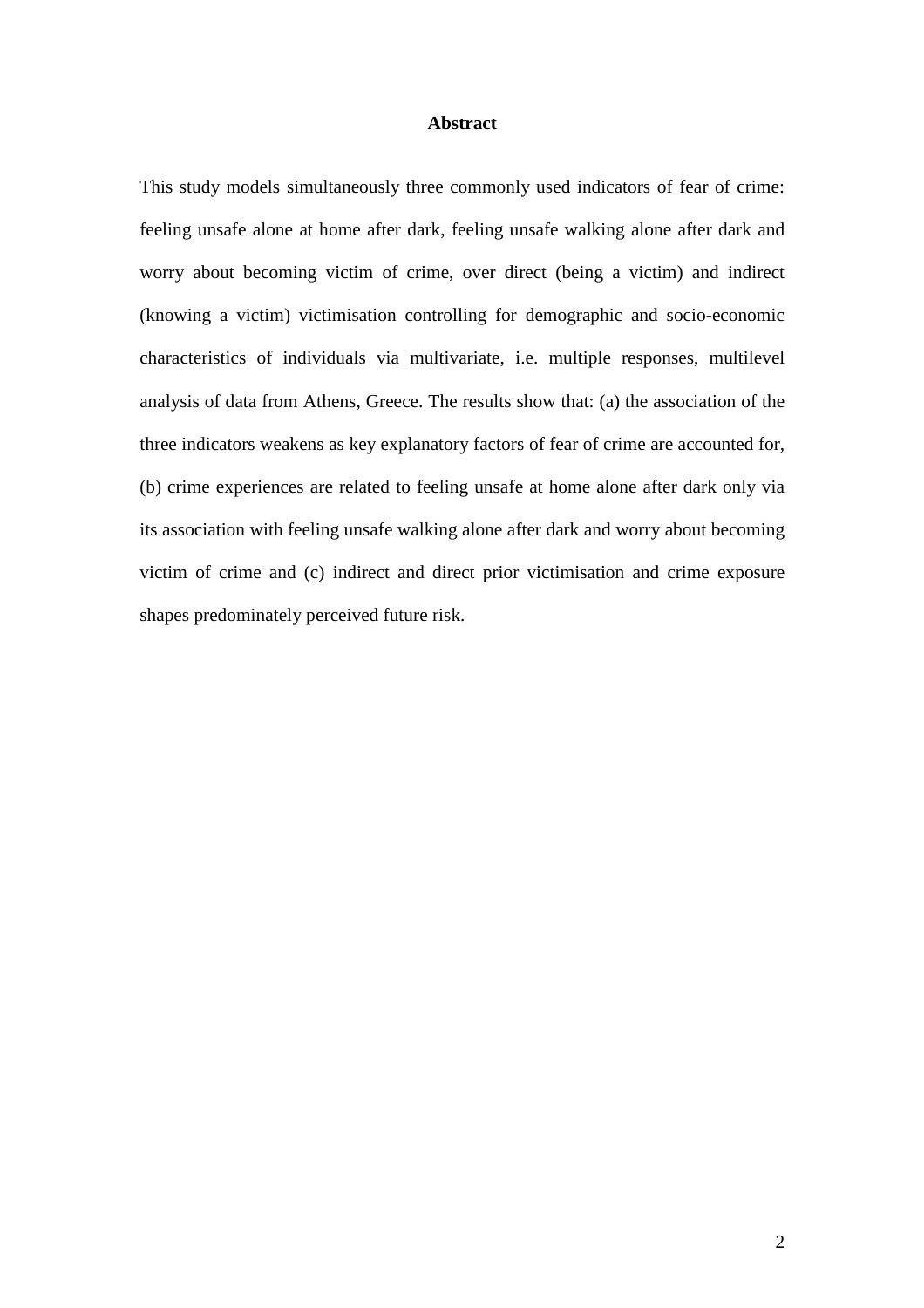## Abstract

This study models simultaneously three commonly used indicators of fear of crime: feeling unsafe alone at home after dark, feeling unsafe walking alone after dark and worry about becoming victim of crime, over direct (being a victim) and indirect (knowing a victim) victimisation controlling for demographic and socio-economic characteristics of individuals via multivariate, i.e. multiple responses, multilevel analysis of data from Athens, Greece. The results show that: (a) the association of the three indicators weakens as key explanatory factors of fear of crime are accounted for, (b) crime experiences are related to feeling unsafe at home alone after dark only via its association with feeling unsafe walking alone after dark and worry about becoming victim of crime and (c) indirect and direct prior victimisation and crime exposure shapes predominately perceived future risk.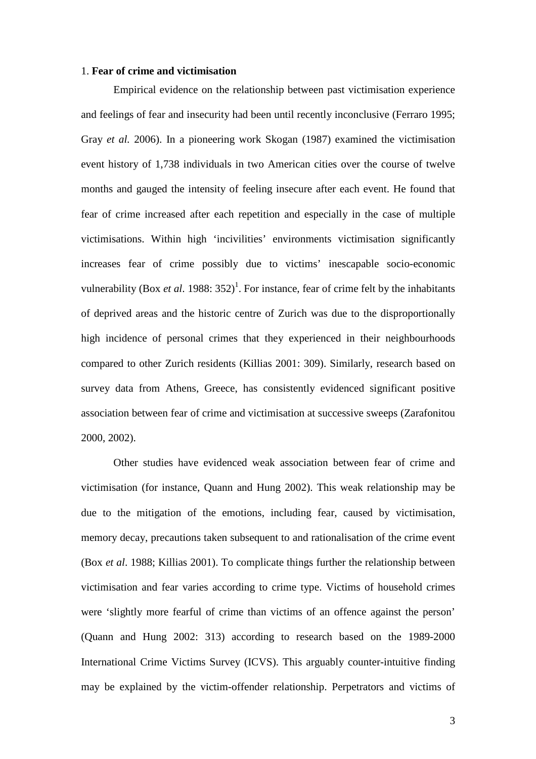## 1. **Fear of crime and victimisation**

Empirical evidence on the relationship between past victimisation experience and feelings of fear and insecurity had been until recently inconclusive (Ferraro 1995; Gray *et al.* 2006). In a pioneering work Skogan (1987) examined the victimisation event history of 1,738 individuals in two American cities over the course of twelve months and gauged the intensity of feeling insecure after each event. He found that fear of crime increased after each repetition and especially in the case of multiple victimisations. Within high 'incivilities' environments victimisation significantly increases fear of crime possibly due to victims' inescapable socio-economic vulnerability (Box *et al*. 1988: 352)[1]. For instance, fear of crime felt by the inhabitants of deprived areas and the historic centre of Zurich was due to the disproportionally high incidence of personal crimes that they experienced in their neighbourhoods compared to other Zurich residents (Killias 2001: 309). Similarly, research based on survey data from Athens, Greece, has consistently evidenced significant positive association between fear of crime and victimisation at successive sweeps (Zarafonitou 2000, 2002).

Other studies have evidenced weak association between fear of crime and victimisation (for instance, Quann and Hung 2002). This weak relationship may be due to the mitigation of the emotions, including fear, caused by victimisation, memory decay, precautions taken subsequent to and rationalisation of the crime event (Box *et al*. 1988; Killias 2001). To complicate things further the relationship between victimisation and fear varies according to crime type. Victims of household crimes were 'slightly more fearful of crime than victims of an offence against the person' (Quann and Hung 2002: 313) according to research based on the 1989-2000 International Crime Victims Survey (ICVS). This arguably counter-intuitive finding may be explained by the victim-offender relationship. Perpetrators and victims of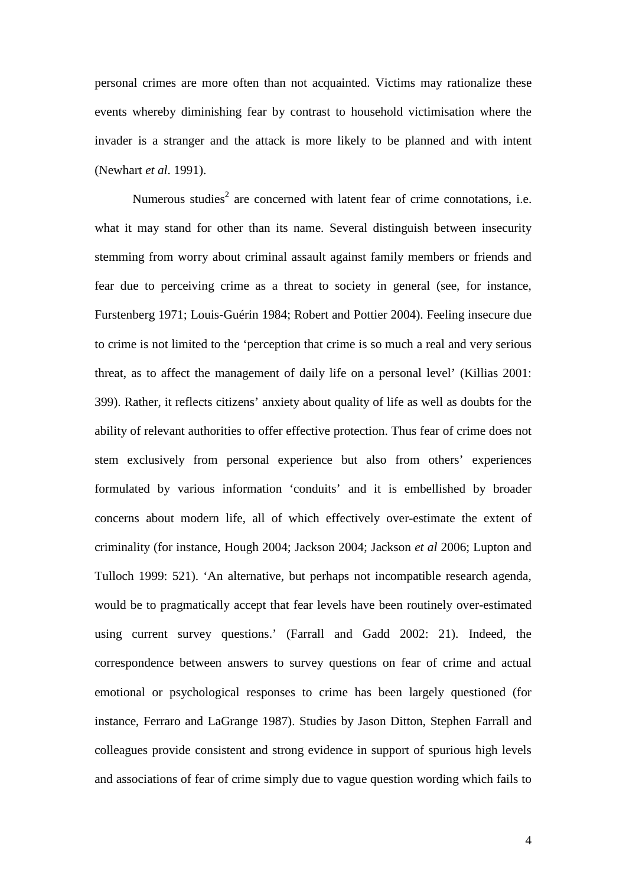personal crimes are more often than not acquainted. Victims may rationalize these events whereby diminishing fear by contrast to household victimisation where the invader is a stranger and the attack is more likely to be planned and with intent (Newhart *et al*. 1991).

Numerous studies[2] are concerned with latent fear of crime connotations, i.e. what it may stand for other than its name. Several distinguish between insecurity stemming from worry about criminal assault against family members or friends and fear due to perceiving crime as a threat to society in general (see, for instance, Furstenberg 1971; Louis-Guérin 1984; Robert and Pottier 2004). Feeling insecure due to crime is not limited to the 'perception that crime is so much a real and very serious threat, as to affect the management of daily life on a personal level' (Killias 2001: 399). Rather, it reflects citizens' anxiety about quality of life as well as doubts for the ability of relevant authorities to offer effective protection. Thus fear of crime does not stem exclusively from personal experience but also from others' experiences formulated by various information 'conduits' and it is embellished by broader concerns about modern life, all of which effectively over-estimate the extent of criminality (for instance, Hough 2004; Jackson 2004; Jackson *et al* 2006; Lupton and Tulloch 1999: 521). 'An alternative, but perhaps not incompatible research agenda, would be to pragmatically accept that fear levels have been routinely over-estimated using current survey questions.' (Farrall and Gadd 2002: 21). Indeed, the correspondence between answers to survey questions on fear of crime and actual emotional or psychological responses to crime has been largely questioned (for instance, Ferraro and LaGrange 1987). Studies by Jason Ditton, Stephen Farrall and colleagues provide consistent and strong evidence in support of spurious high levels and associations of fear of crime simply due to vague question wording which fails to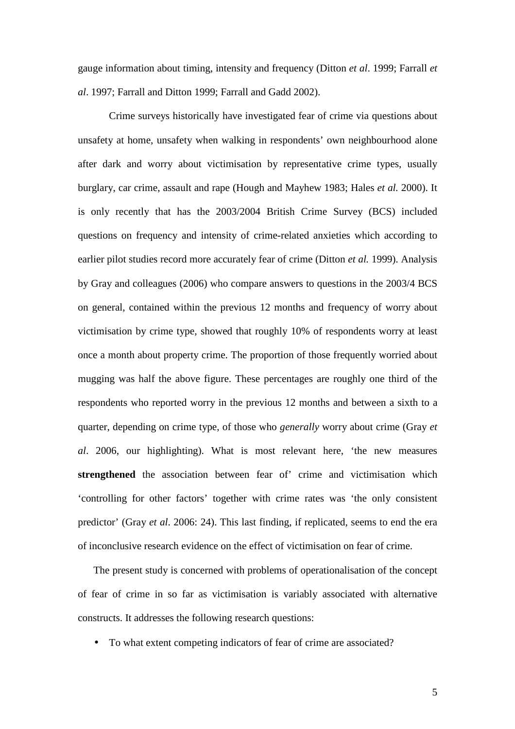gauge information about timing, intensity and frequency (Ditton *et al*. 1999; Farrall *et al*. 1997; Farrall and Ditton 1999; Farrall and Gadd 2002).

Crime surveys historically have investigated fear of crime via questions about unsafety at home, unsafety when walking in respondents' own neighbourhood alone after dark and worry about victimisation by representative crime types, usually burglary, car crime, assault and rape (Hough and Mayhew 1983; Hales *et al.* 2000). It is only recently that has the 2003/2004 British Crime Survey (BCS) included questions on frequency and intensity of crime-related anxieties which according to earlier pilot studies record more accurately fear of crime (Ditton *et al.* 1999). Analysis by Gray and colleagues (2006) who compare answers to questions in the 2003/4 BCS on general, contained within the previous 12 months and frequency of worry about victimisation by crime type, showed that roughly 10% of respondents worry at least once a month about property crime. The proportion of those frequently worried about mugging was half the above figure. These percentages are roughly one third of the respondents who reported worry in the previous 12 months and between a sixth to a quarter, depending on crime type, of those who *generally* worry about crime (Gray *et al*. 2006, our highlighting). What is most relevant here, 'the new measures **strengthened** the association between fear of' crime and victimisation which 'controlling for other factors' together with crime rates was 'the only consistent predictor' (Gray *et al*. 2006: 24). This last finding, if replicated, seems to end the era of inconclusive research evidence on the effect of victimisation on fear of crime.

The present study is concerned with problems of operationalisation of the concept of fear of crime in so far as victimisation is variably associated with alternative constructs. It addresses the following research questions:

- To what extent competing indicators of fear of crime are associated?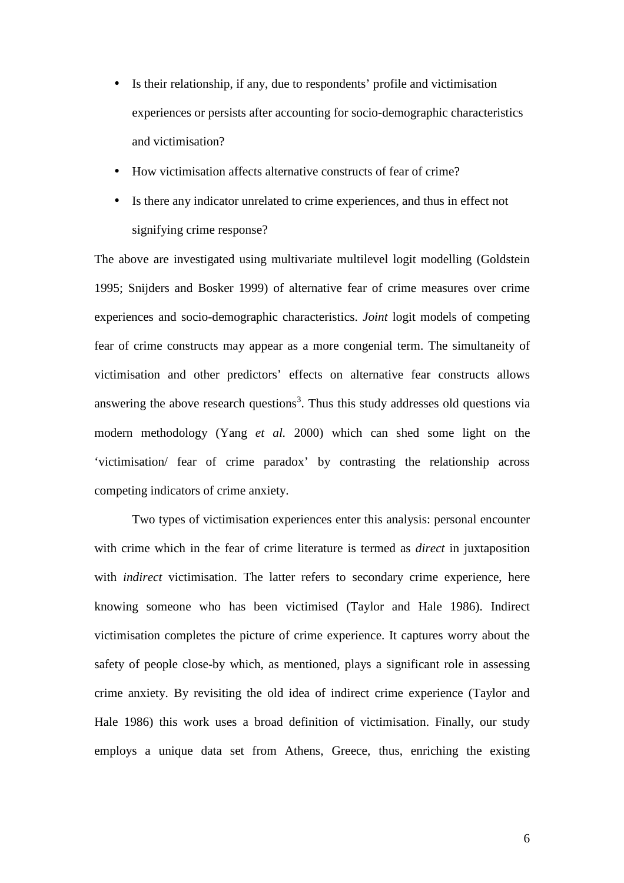- Is their relationship, if any, due to respondents' profile and victimisation experiences or persists after accounting for socio-demographic characteristics and victimisation?
- How victimisation affects alternative constructs of fear of crime?
- Is there any indicator unrelated to crime experiences, and thus in effect not signifying crime response?

The above are investigated using multivariate multilevel logit modelling (Goldstein 1995; Snijders and Bosker 1999) of alternative fear of crime measures over crime experiences and socio-demographic characteristics. *Joint* logit models of competing fear of crime constructs may appear as a more congenial term. The simultaneity of victimisation and other predictors' effects on alternative fear constructs allows answering the above research questions[3]. Thus this study addresses old questions via modern methodology (Yang *et al.* 2000) which can shed some light on the 'victimisation/ fear of crime paradox' by contrasting the relationship across competing indicators of crime anxiety.

Two types of victimisation experiences enter this analysis: personal encounter with crime which in the fear of crime literature is termed as *direct* in juxtaposition with *indirect* victimisation. The latter refers to secondary crime experience, here knowing someone who has been victimised (Taylor and Hale 1986). Indirect victimisation completes the picture of crime experience. It captures worry about the safety of people close-by which, as mentioned, plays a significant role in assessing crime anxiety. By revisiting the old idea of indirect crime experience (Taylor and Hale 1986) this work uses a broad definition of victimisation. Finally, our study employs a unique data set from Athens, Greece, thus, enriching the existing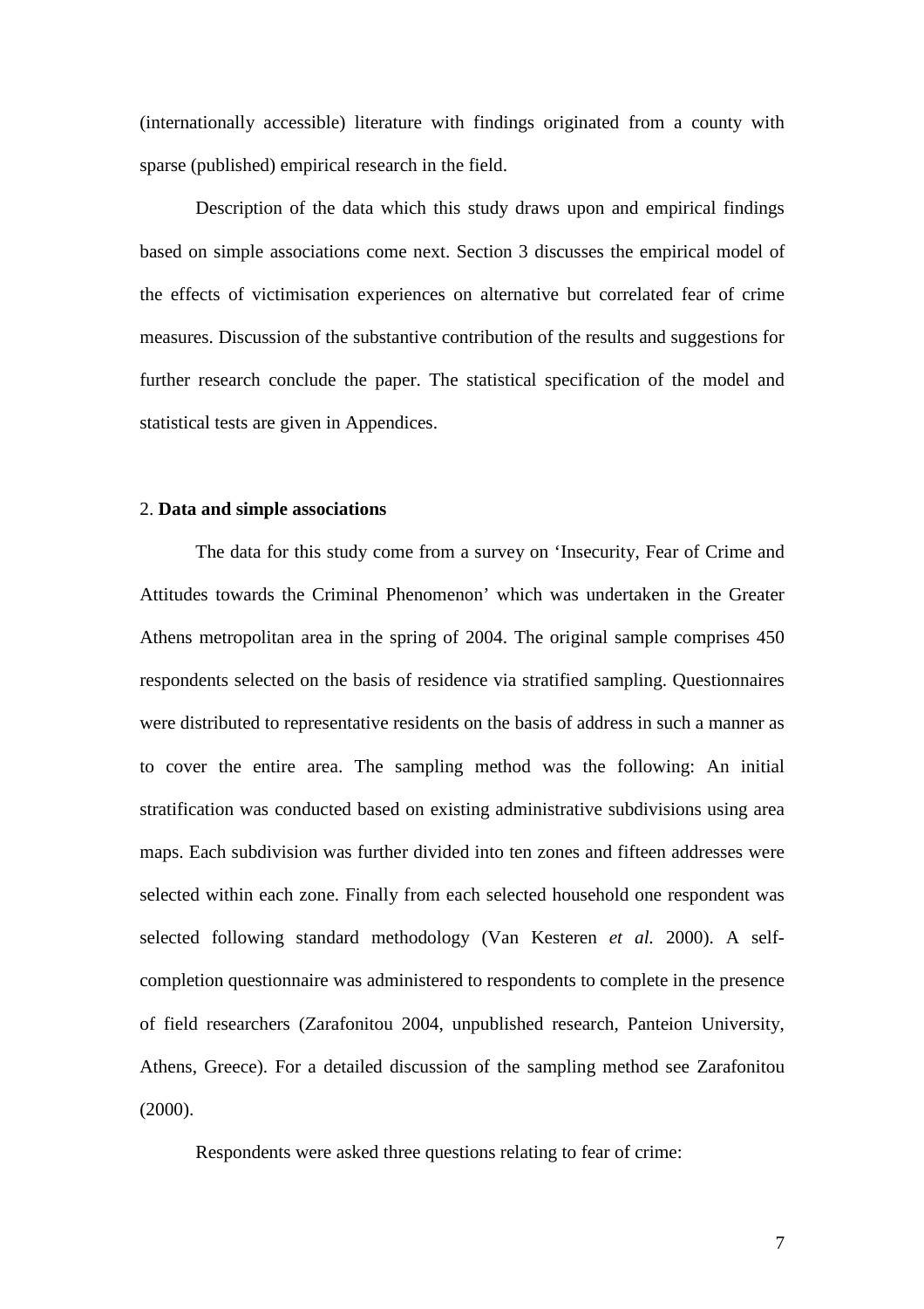(internationally accessible) literature with findings originated from a county with sparse (published) empirical research in the field.

Description of the data which this study draws upon and empirical findings based on simple associations come next. Section 3 discusses the empirical model of the effects of victimisation experiences on alternative but correlated fear of crime measures. Discussion of the substantive contribution of the results and suggestions for further research conclude the paper. The statistical specification of the model and statistical tests are given in Appendices.

## 2. **Data and simple associations**

The data for this study come from a survey on 'Insecurity, Fear of Crime and Attitudes towards the Criminal Phenomenon' which was undertaken in the Greater Athens metropolitan area in the spring of 2004. The original sample comprises 450 respondents selected on the basis of residence via stratified sampling. Questionnaires were distributed to representative residents on the basis of address in such a manner as to cover the entire area. The sampling method was the following: An initial stratification was conducted based on existing administrative subdivisions using area maps. Each subdivision was further divided into ten zones and fifteen addresses were selected within each zone. Finally from each selected household one respondent was selected following standard methodology (Van Kesteren *et al.* 2000). A self-completion questionnaire was administered to respondents to complete in the presence of field researchers (Zarafonitou 2004, unpublished research, Panteion University, Athens, Greece). For a detailed discussion of the sampling method see Zarafonitou (2000).

Respondents were asked three questions relating to fear of crime: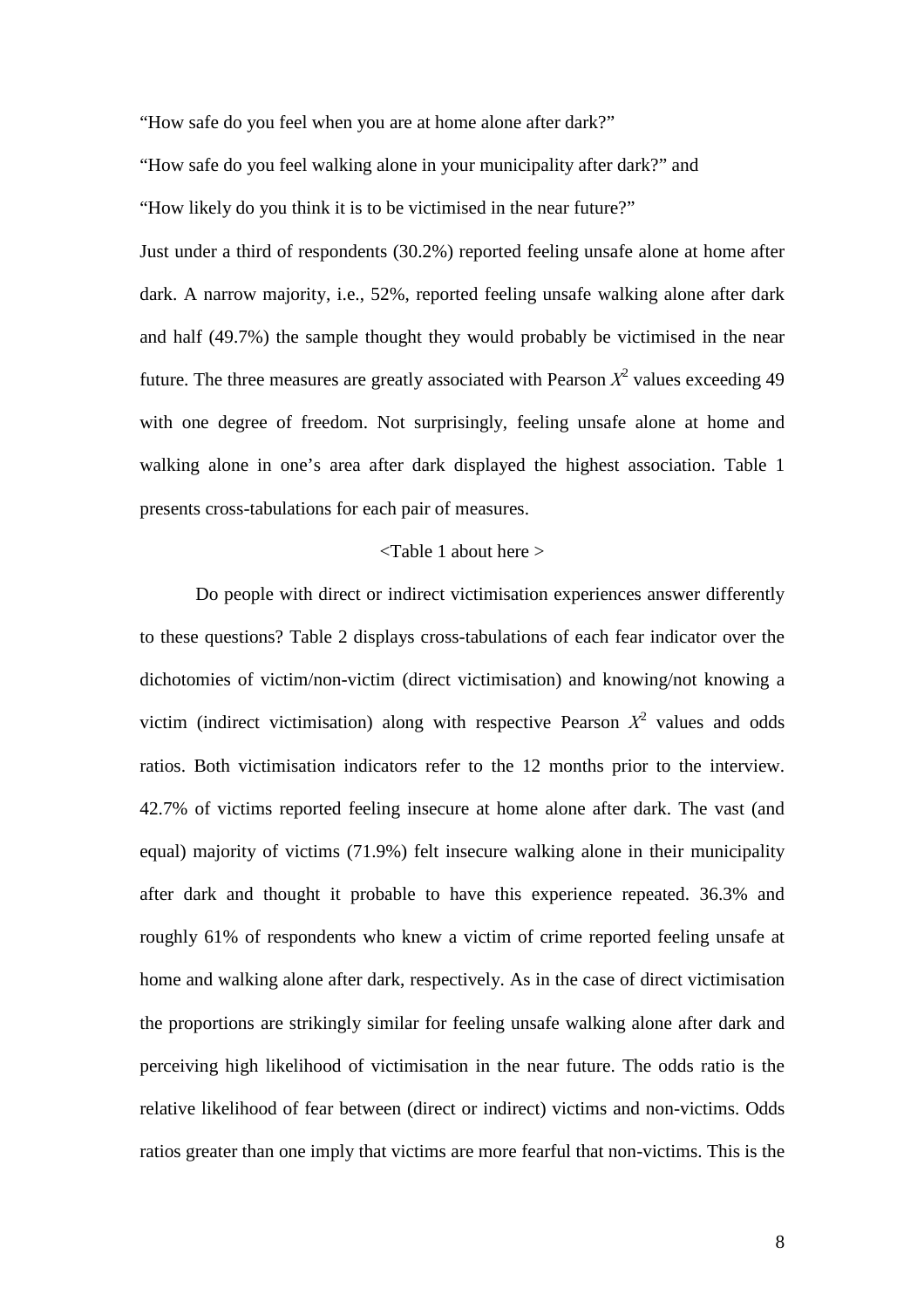"How safe do you feel when you are at home alone after dark?"

"How safe do you feel walking alone in your municipality after dark?" and

"How likely do you think it is to be victimised in the near future?"

Just under a third of respondents (30.2%) reported feeling unsafe alone at home after dark. A narrow majority, i.e., 52%, reported feeling unsafe walking alone after dark and half (49.7%) the sample thought they would probably be victimised in the near future. The three measures are greatly associated with Pearson $X^2$ values exceeding 49 with one degree of freedom. Not surprisingly, feeling unsafe alone at home and walking alone in one's area after dark displayed the highest association. Table 1 presents cross-tabulations for each pair of measures.

<Table 1 about here >

Do people with direct or indirect victimisation experiences answer differently to these questions? Table 2 displays cross-tabulations of each fear indicator over the dichotomies of victim/non-victim (direct victimisation) and knowing/not knowing a victim (indirect victimisation) along with respective Pearson $X^2$ values and odds ratios. Both victimisation indicators refer to the 12 months prior to the interview. 42.7% of victims reported feeling insecure at home alone after dark. The vast (and equal) majority of victims (71.9%) felt insecure walking alone in their municipality after dark and thought it probable to have this experience repeated. 36.3% and roughly 61% of respondents who knew a victim of crime reported feeling unsafe at home and walking alone after dark, respectively. As in the case of direct victimisation the proportions are strikingly similar for feeling unsafe walking alone after dark and perceiving high likelihood of victimisation in the near future. The odds ratio is the relative likelihood of fear between (direct or indirect) victims and non-victims. Odds ratios greater than one imply that victims are more fearful that non-victims. This is the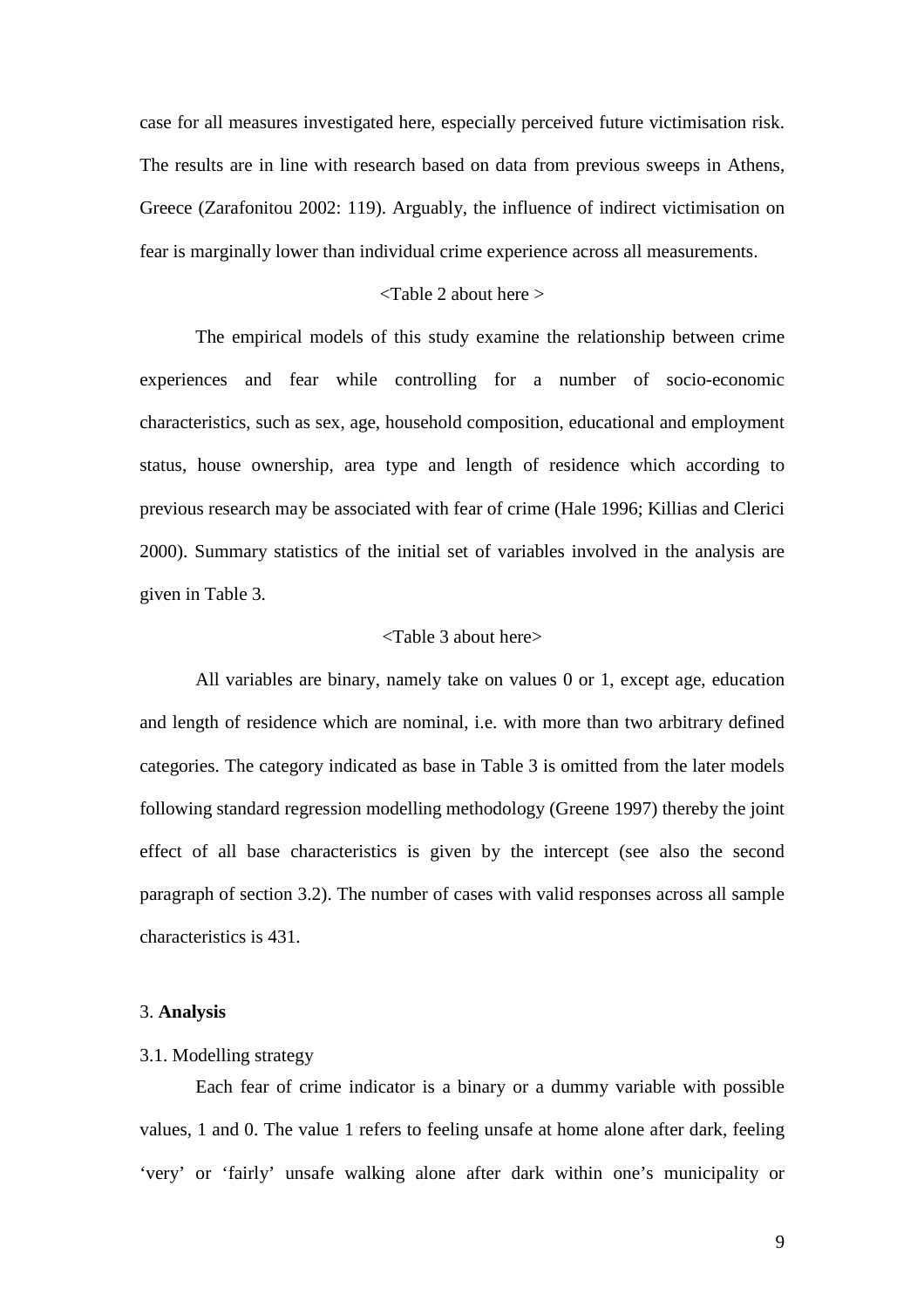case for all measures investigated here, especially perceived future victimisation risk. The results are in line with research based on data from previous sweeps in Athens, Greece (Zarafonitou 2002: 119). Arguably, the influence of indirect victimisation on fear is marginally lower than individual crime experience across all measurements.

<Table 2 about here >

The empirical models of this study examine the relationship between crime experiences and fear while controlling for a number of socio-economic characteristics, such as sex, age, household composition, educational and employment status, house ownership, area type and length of residence which according to previous research may be associated with fear of crime (Hale 1996; Killias and Clerici 2000). Summary statistics of the initial set of variables involved in the analysis are given in Table 3.

<Table 3 about here>

All variables are binary, namely take on values 0 or 1, except age, education and length of residence which are nominal, i.e. with more than two arbitrary defined categories. The category indicated as base in Table 3 is omitted from the later models following standard regression modelling methodology (Greene 1997) thereby the joint effect of all base characteristics is given by the intercept (see also the second paragraph of section 3.2). The number of cases with valid responses across all sample characteristics is 431.

## 3. **Analysis**

### 3.1. Modelling strategy

Each fear of crime indicator is a binary or a dummy variable with possible values, 1 and 0. The value 1 refers to feeling unsafe at home alone after dark, feeling 'very' or 'fairly' unsafe walking alone after dark within one's municipality or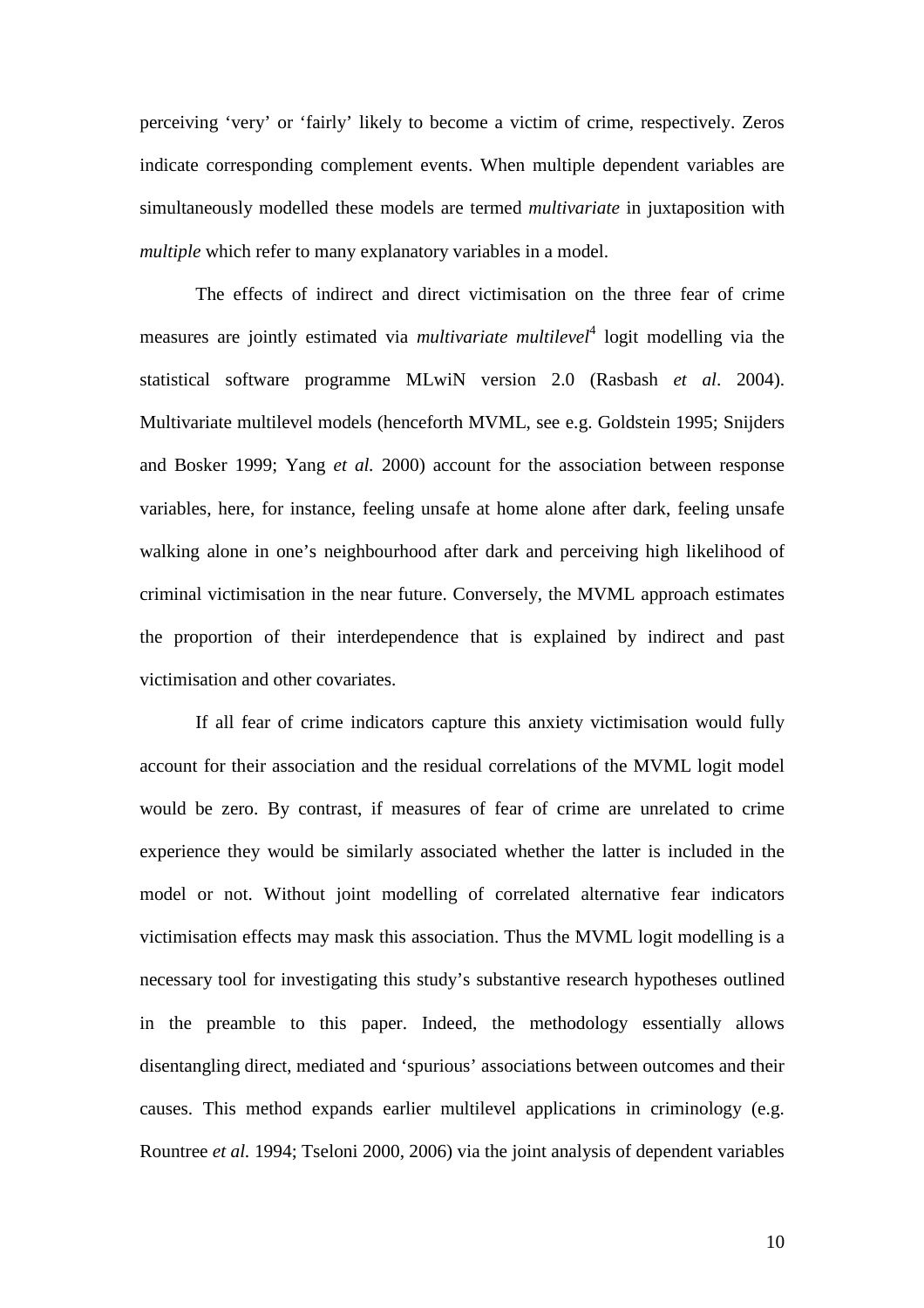perceiving 'very' or 'fairly' likely to become a victim of crime, respectively. Zeros indicate corresponding complement events. When multiple dependent variables are simultaneously modelled these models are termed *multivariate* in juxtaposition with *multiple* which refer to many explanatory variables in a model.

The effects of indirect and direct victimisation on the three fear of crime measures are jointly estimated via *multivariate multilevel*[4] logit modelling via the statistical software programme MLwiN version 2.0 (Rasbash *et al*. 2004). Multivariate multilevel models (henceforth MVML, see e.g. Goldstein 1995; Snijders and Bosker 1999; Yang *et al.* 2000) account for the association between response variables, here, for instance, feeling unsafe at home alone after dark, feeling unsafe walking alone in one's neighbourhood after dark and perceiving high likelihood of criminal victimisation in the near future. Conversely, the MVML approach estimates the proportion of their interdependence that is explained by indirect and past victimisation and other covariates.

If all fear of crime indicators capture this anxiety victimisation would fully account for their association and the residual correlations of the MVML logit model would be zero. By contrast, if measures of fear of crime are unrelated to crime experience they would be similarly associated whether the latter is included in the model or not. Without joint modelling of correlated alternative fear indicators victimisation effects may mask this association. Thus the MVML logit modelling is a necessary tool for investigating this study's substantive research hypotheses outlined in the preamble to this paper. Indeed, the methodology essentially allows disentangling direct, mediated and 'spurious' associations between outcomes and their causes. This method expands earlier multilevel applications in criminology (e.g. Rountree *et al.* 1994; Tseloni 2000, 2006) via the joint analysis of dependent variables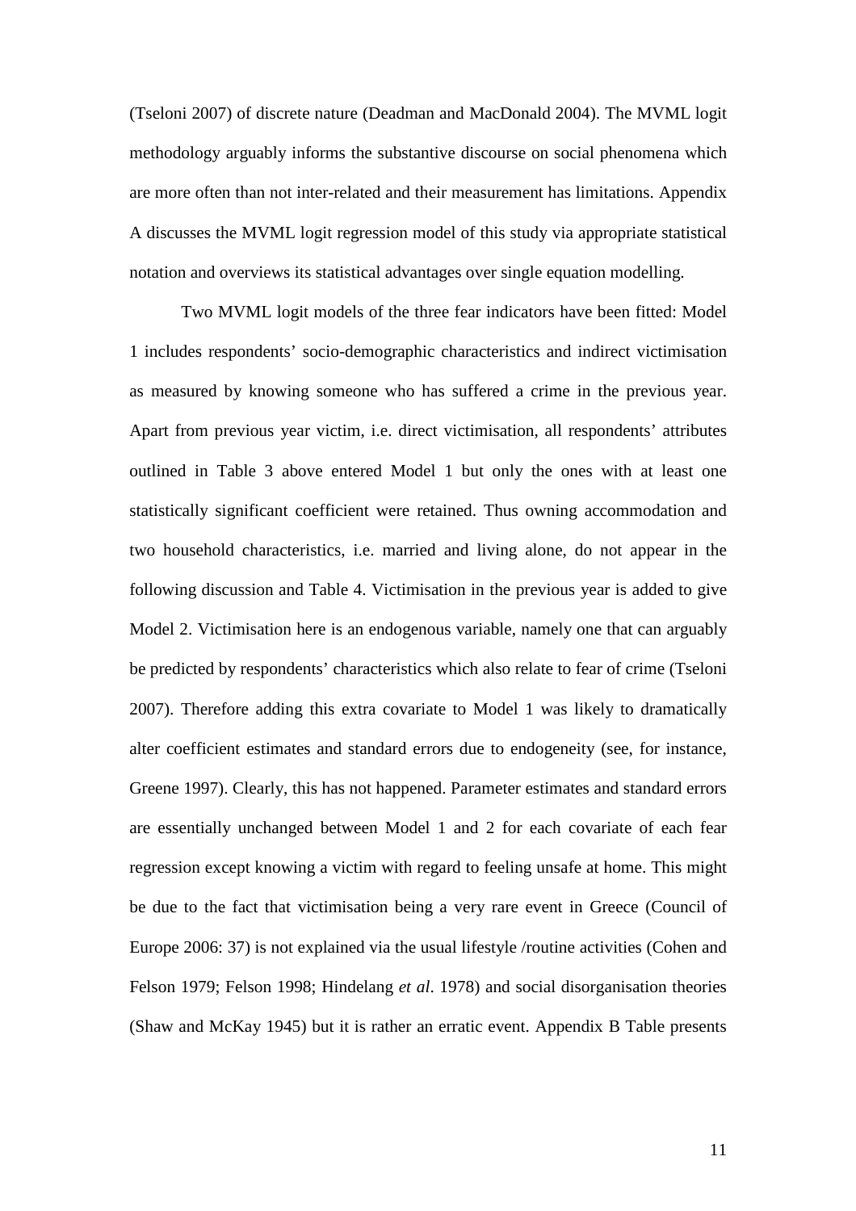(Tseloni 2007) of discrete nature (Deadman and MacDonald 2004). The MVML logit methodology arguably informs the substantive discourse on social phenomena which are more often than not inter-related and their measurement has limitations. Appendix A discusses the MVML logit regression model of this study via appropriate statistical notation and overviews its statistical advantages over single equation modelling.

Two MVML logit models of the three fear indicators have been fitted: Model 1 includes respondents' socio-demographic characteristics and indirect victimisation as measured by knowing someone who has suffered a crime in the previous year. Apart from previous year victim, i.e. direct victimisation, all respondents' attributes outlined in Table 3 above entered Model 1 but only the ones with at least one statistically significant coefficient were retained. Thus owning accommodation and two household characteristics, i.e. married and living alone, do not appear in the following discussion and Table 4. Victimisation in the previous year is added to give Model 2. Victimisation here is an endogenous variable, namely one that can arguably be predicted by respondents' characteristics which also relate to fear of crime (Tseloni 2007). Therefore adding this extra covariate to Model 1 was likely to dramatically alter coefficient estimates and standard errors due to endogeneity (see, for instance, Greene 1997). Clearly, this has not happened. Parameter estimates and standard errors are essentially unchanged between Model 1 and 2 for each covariate of each fear regression except knowing a victim with regard to feeling unsafe at home. This might be due to the fact that victimisation being a very rare event in Greece (Council of Europe 2006: 37) is not explained via the usual lifestyle /routine activities (Cohen and Felson 1979; Felson 1998; Hindelang *et al*. 1978) and social disorganisation theories (Shaw and McKay 1945) but it is rather an erratic event. Appendix B Table presents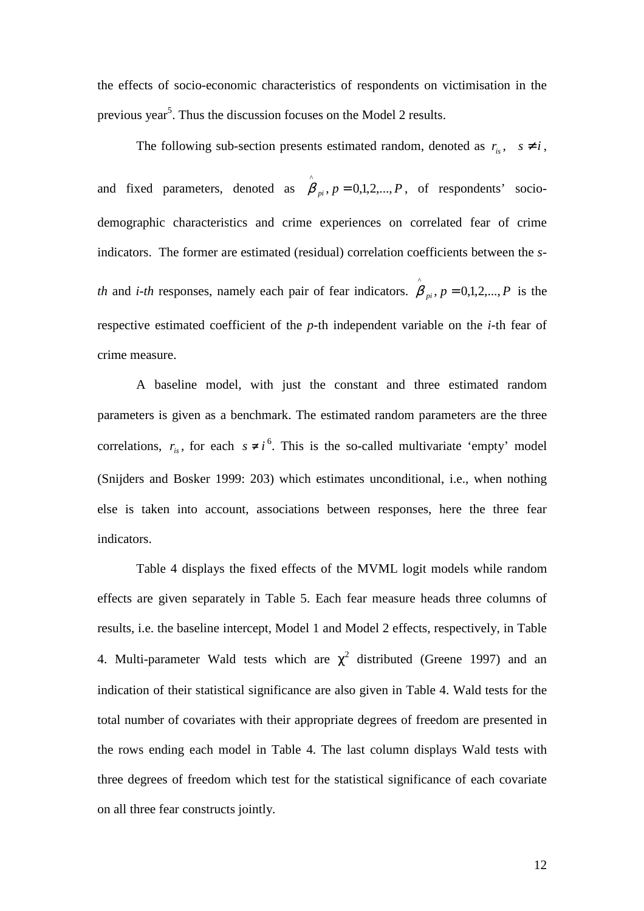the effects of socio-economic characteristics of respondents on victimisation in the previous year[5]. Thus the discussion focuses on the Model 2 results.

The following sub-section presents estimated random, denoted as $r_{is}, \quad s \neq i$, and fixed parameters, denoted as $\hat{\beta}_{pi}, p = 0,1,2,...,P$, of respondents' socio-demographic characteristics and crime experiences on correlated fear of crime indicators. The former are estimated (residual) correlation coefficients between the *s-th* and *i-th* responses, namely each pair of fear indicators. $\hat{\beta}_{pi}, p = 0,1,2,...,P$ is the respective estimated coefficient of the *p*-th independent variable on the *i*-th fear of crime measure.

A baseline model, with just the constant and three estimated random parameters is given as a benchmark. The estimated random parameters are the three correlations, $r_{is}$, for each $s \neq i$[6]. This is the so-called multivariate 'empty' model (Snijders and Bosker 1999: 203) which estimates unconditional, i.e., when nothing else is taken into account, associations between responses, here the three fear indicators.

Table 4 displays the fixed effects of the MVML logit models while random effects are given separately in Table 5. Each fear measure heads three columns of results, i.e. the baseline intercept, Model 1 and Model 2 effects, respectively, in Table 4. Multi-parameter Wald tests which are $\chi^2$ distributed (Greene 1997) and an indication of their statistical significance are also given in Table 4. Wald tests for the total number of covariates with their appropriate degrees of freedom are presented in the rows ending each model in Table 4. The last column displays Wald tests with three degrees of freedom which test for the statistical significance of each covariate on all three fear constructs jointly.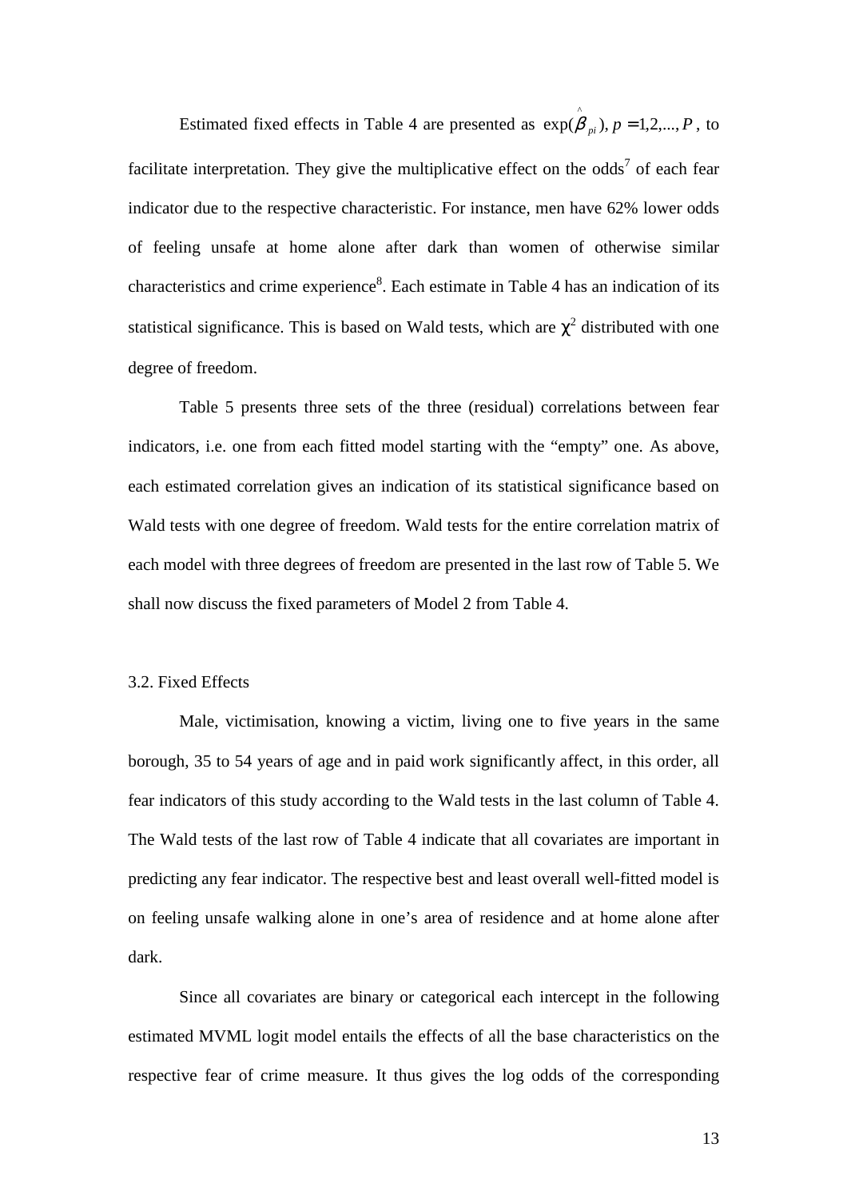Estimated fixed effects in Table 4 are presented as $\exp(\hat{\beta}_{pi}), p = 1,2,...,P$, to facilitate interpretation. They give the multiplicative effect on the odds[7] of each fear indicator due to the respective characteristic. For instance, men have 62% lower odds of feeling unsafe at home alone after dark than women of otherwise similar characteristics and crime experience[8]. Each estimate in Table 4 has an indication of its statistical significance. This is based on Wald tests, which are $\chi^2$ distributed with one degree of freedom.

Table 5 presents three sets of the three (residual) correlations between fear indicators, i.e. one from each fitted model starting with the "empty" one. As above, each estimated correlation gives an indication of its statistical significance based on Wald tests with one degree of freedom. Wald tests for the entire correlation matrix of each model with three degrees of freedom are presented in the last row of Table 5. We shall now discuss the fixed parameters of Model 2 from Table 4.

### 3.2. Fixed Effects

Male, victimisation, knowing a victim, living one to five years in the same borough, 35 to 54 years of age and in paid work significantly affect, in this order, all fear indicators of this study according to the Wald tests in the last column of Table 4. The Wald tests of the last row of Table 4 indicate that all covariates are important in predicting any fear indicator. The respective best and least overall well-fitted model is on feeling unsafe walking alone in one's area of residence and at home alone after dark.

Since all covariates are binary or categorical each intercept in the following estimated MVML logit model entails the effects of all the base characteristics on the respective fear of crime measure. It thus gives the log odds of the corresponding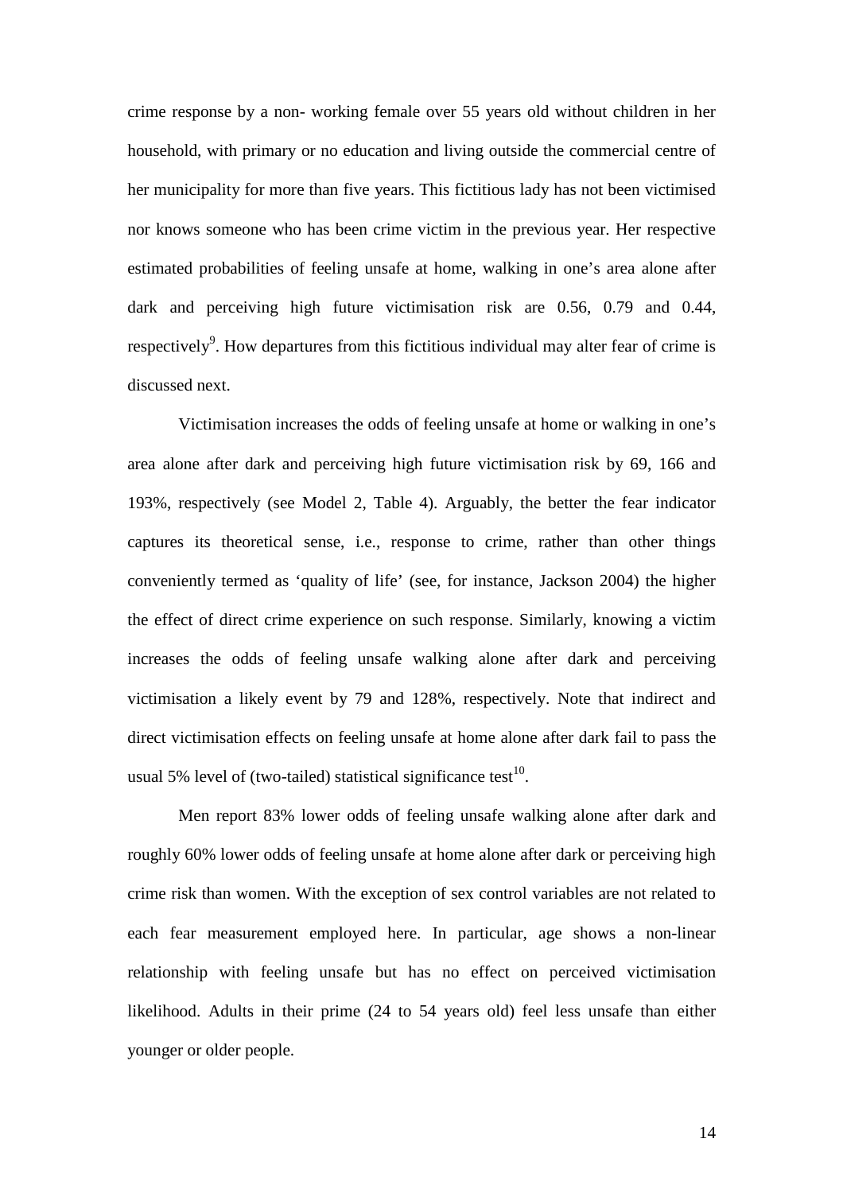crime response by a non- working female over 55 years old without children in her household, with primary or no education and living outside the commercial centre of her municipality for more than five years. This fictitious lady has not been victimised nor knows someone who has been crime victim in the previous year. Her respective estimated probabilities of feeling unsafe at home, walking in one's area alone after dark and perceiving high future victimisation risk are 0.56, 0.79 and 0.44, respectively[9]. How departures from this fictitious individual may alter fear of crime is discussed next.

Victimisation increases the odds of feeling unsafe at home or walking in one's area alone after dark and perceiving high future victimisation risk by 69, 166 and 193%, respectively (see Model 2, Table 4). Arguably, the better the fear indicator captures its theoretical sense, i.e., response to crime, rather than other things conveniently termed as 'quality of life' (see, for instance, Jackson 2004) the higher the effect of direct crime experience on such response. Similarly, knowing a victim increases the odds of feeling unsafe walking alone after dark and perceiving victimisation a likely event by 79 and 128%, respectively. Note that indirect and direct victimisation effects on feeling unsafe at home alone after dark fail to pass the usual 5% level of (two-tailed) statistical significance test[10].

Men report 83% lower odds of feeling unsafe walking alone after dark and roughly 60% lower odds of feeling unsafe at home alone after dark or perceiving high crime risk than women. With the exception of sex control variables are not related to each fear measurement employed here. In particular, age shows a non-linear relationship with feeling unsafe but has no effect on perceived victimisation likelihood. Adults in their prime (24 to 54 years old) feel less unsafe than either younger or older people.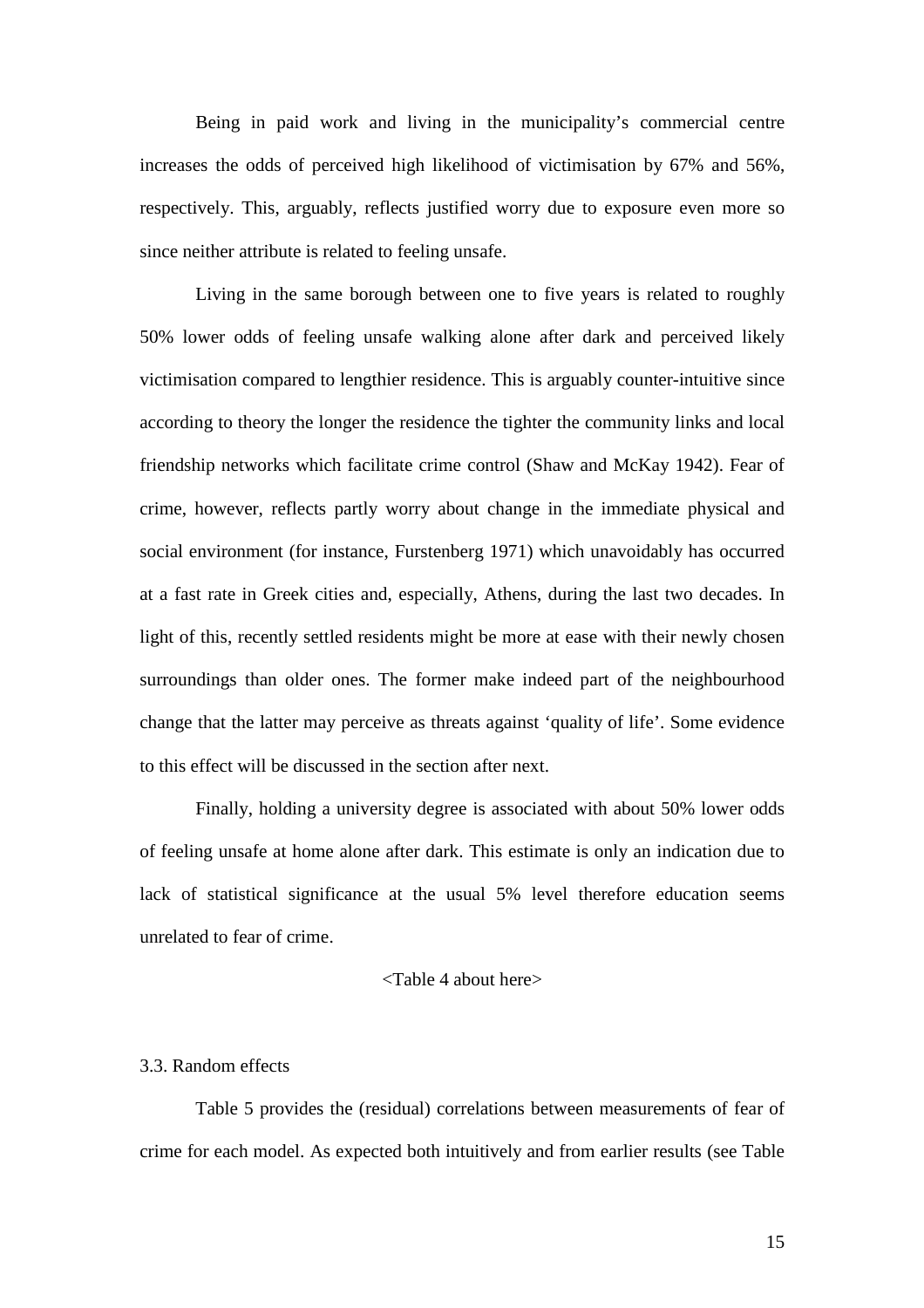Being in paid work and living in the municipality's commercial centre increases the odds of perceived high likelihood of victimisation by 67% and 56%, respectively. This, arguably, reflects justified worry due to exposure even more so since neither attribute is related to feeling unsafe.

Living in the same borough between one to five years is related to roughly 50% lower odds of feeling unsafe walking alone after dark and perceived likely victimisation compared to lengthier residence. This is arguably counter-intuitive since according to theory the longer the residence the tighter the community links and local friendship networks which facilitate crime control (Shaw and McKay 1942). Fear of crime, however, reflects partly worry about change in the immediate physical and social environment (for instance, Furstenberg 1971) which unavoidably has occurred at a fast rate in Greek cities and, especially, Athens, during the last two decades. In light of this, recently settled residents might be more at ease with their newly chosen surroundings than older ones. The former make indeed part of the neighbourhood change that the latter may perceive as threats against 'quality of life'. Some evidence to this effect will be discussed in the section after next.

Finally, holding a university degree is associated with about 50% lower odds of feeling unsafe at home alone after dark. This estimate is only an indication due to lack of statistical significance at the usual 5% level therefore education seems unrelated to fear of crime.

<Table 4 about here>

### 3.3. Random effects

Table 5 provides the (residual) correlations between measurements of fear of crime for each model. As expected both intuitively and from earlier results (see Table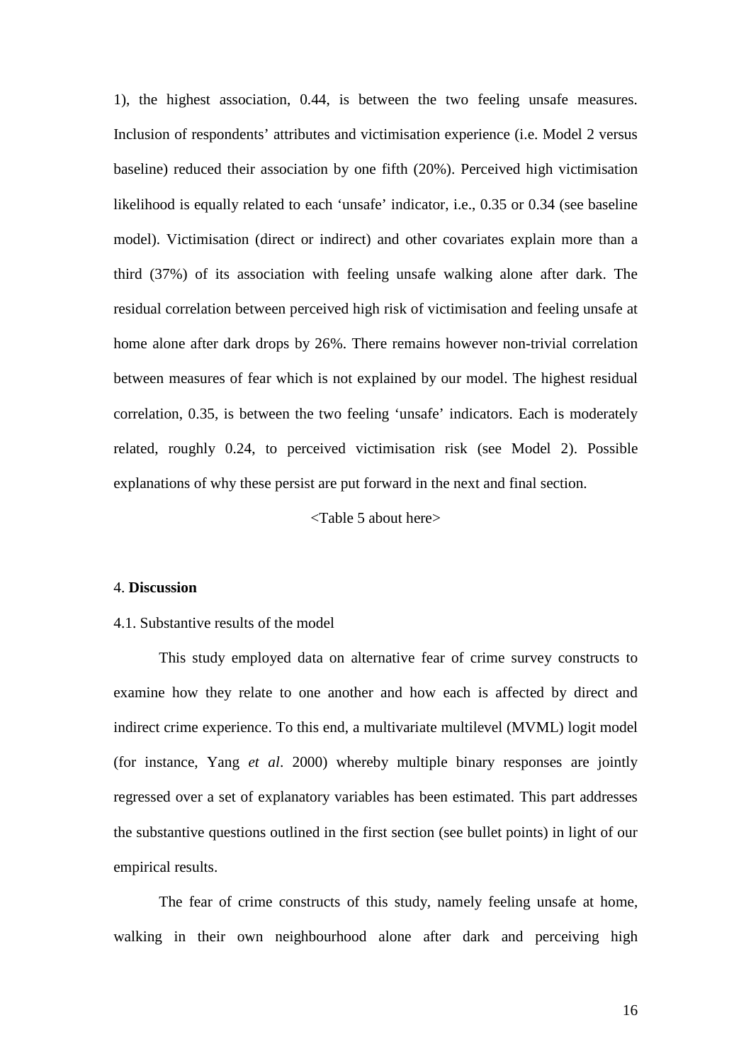1), the highest association, 0.44, is between the two feeling unsafe measures. Inclusion of respondents' attributes and victimisation experience (i.e. Model 2 versus baseline) reduced their association by one fifth (20%). Perceived high victimisation likelihood is equally related to each 'unsafe' indicator, i.e., 0.35 or 0.34 (see baseline model). Victimisation (direct or indirect) and other covariates explain more than a third (37%) of its association with feeling unsafe walking alone after dark. The residual correlation between perceived high risk of victimisation and feeling unsafe at home alone after dark drops by 26%. There remains however non-trivial correlation between measures of fear which is not explained by our model. The highest residual correlation, 0.35, is between the two feeling 'unsafe' indicators. Each is moderately related, roughly 0.24, to perceived victimisation risk (see Model 2). Possible explanations of why these persist are put forward in the next and final section.

<Table 5 about here>

## 4. **Discussion**

### 4.1. Substantive results of the model

This study employed data on alternative fear of crime survey constructs to examine how they relate to one another and how each is affected by direct and indirect crime experience. To this end, a multivariate multilevel (MVML) logit model (for instance, Yang *et al*. 2000) whereby multiple binary responses are jointly regressed over a set of explanatory variables has been estimated. This part addresses the substantive questions outlined in the first section (see bullet points) in light of our empirical results.

The fear of crime constructs of this study, namely feeling unsafe at home, walking in their own neighbourhood alone after dark and perceiving high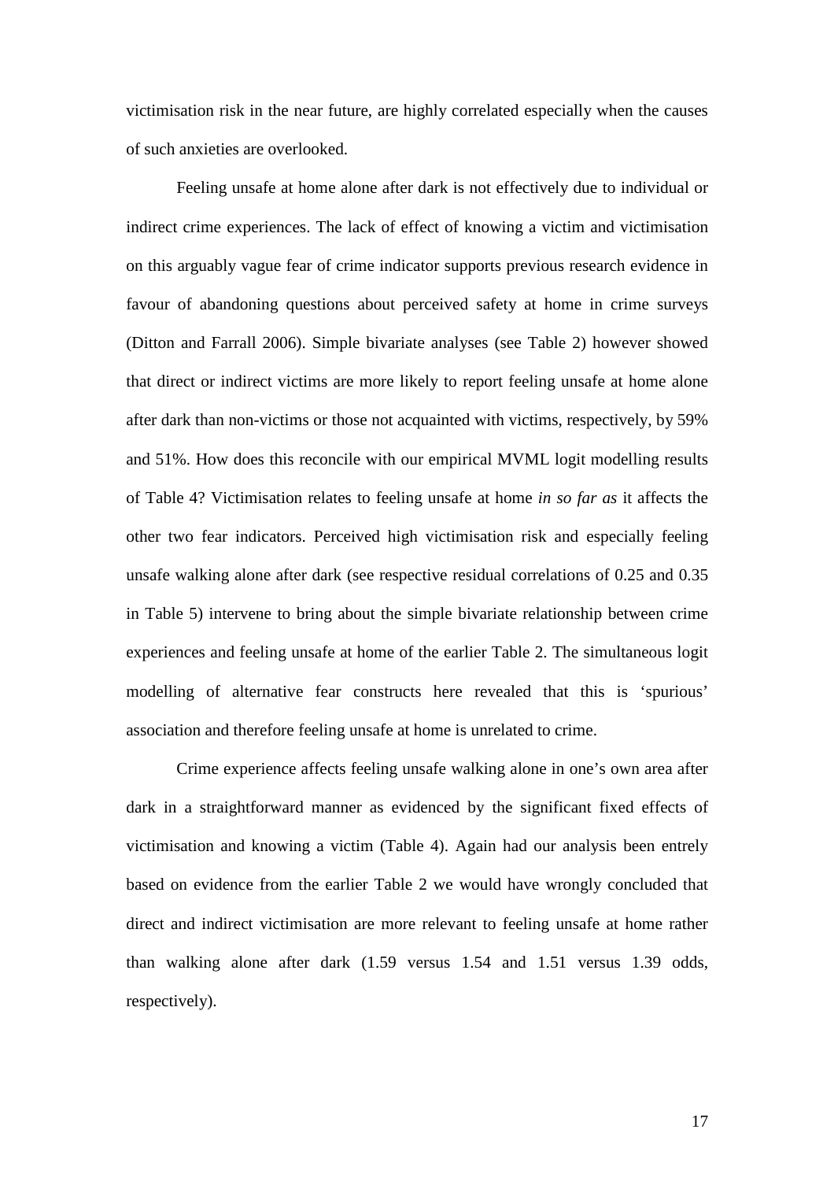victimisation risk in the near future, are highly correlated especially when the causes of such anxieties are overlooked.

Feeling unsafe at home alone after dark is not effectively due to individual or indirect crime experiences. The lack of effect of knowing a victim and victimisation on this arguably vague fear of crime indicator supports previous research evidence in favour of abandoning questions about perceived safety at home in crime surveys (Ditton and Farrall 2006). Simple bivariate analyses (see Table 2) however showed that direct or indirect victims are more likely to report feeling unsafe at home alone after dark than non-victims or those not acquainted with victims, respectively, by 59% and 51%. How does this reconcile with our empirical MVML logit modelling results of Table 4? Victimisation relates to feeling unsafe at home *in so far as* it affects the other two fear indicators. Perceived high victimisation risk and especially feeling unsafe walking alone after dark (see respective residual correlations of 0.25 and 0.35 in Table 5) intervene to bring about the simple bivariate relationship between crime experiences and feeling unsafe at home of the earlier Table 2. The simultaneous logit modelling of alternative fear constructs here revealed that this is 'spurious' association and therefore feeling unsafe at home is unrelated to crime.

Crime experience affects feeling unsafe walking alone in one's own area after dark in a straightforward manner as evidenced by the significant fixed effects of victimisation and knowing a victim (Table 4). Again had our analysis been entrely based on evidence from the earlier Table 2 we would have wrongly concluded that direct and indirect victimisation are more relevant to feeling unsafe at home rather than walking alone after dark (1.59 versus 1.54 and 1.51 versus 1.39 odds, respectively).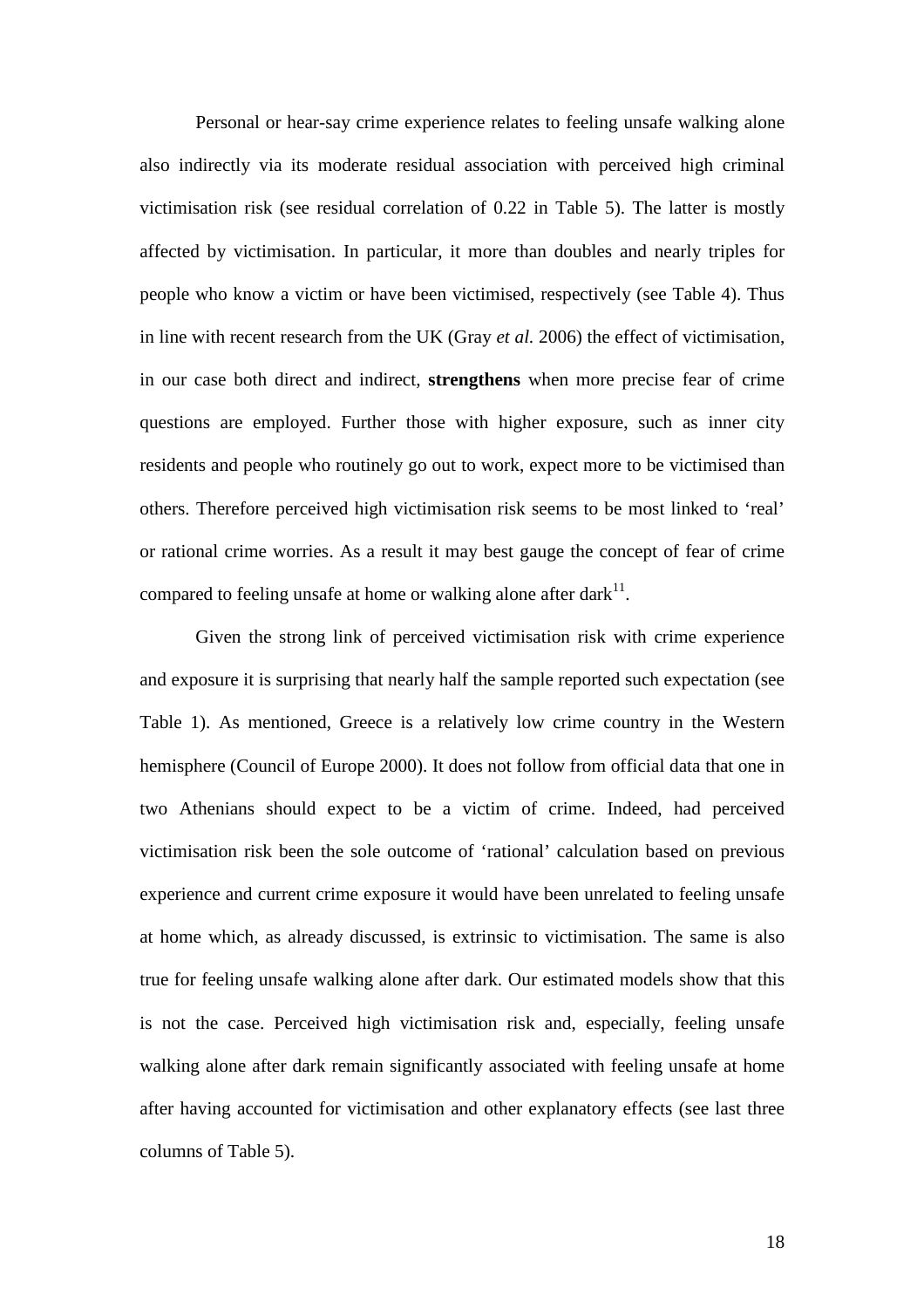Personal or hear-say crime experience relates to feeling unsafe walking alone also indirectly via its moderate residual association with perceived high criminal victimisation risk (see residual correlation of 0.22 in Table 5). The latter is mostly affected by victimisation. In particular, it more than doubles and nearly triples for people who know a victim or have been victimised, respectively (see Table 4). Thus in line with recent research from the UK (Gray *et al.* 2006) the effect of victimisation, in our case both direct and indirect, **strengthens** when more precise fear of crime questions are employed. Further those with higher exposure, such as inner city residents and people who routinely go out to work, expect more to be victimised than others. Therefore perceived high victimisation risk seems to be most linked to 'real' or rational crime worries. As a result it may best gauge the concept of fear of crime compared to feeling unsafe at home or walking alone after dark[11].

Given the strong link of perceived victimisation risk with crime experience and exposure it is surprising that nearly half the sample reported such expectation (see Table 1). As mentioned, Greece is a relatively low crime country in the Western hemisphere (Council of Europe 2000). It does not follow from official data that one in two Athenians should expect to be a victim of crime. Indeed, had perceived victimisation risk been the sole outcome of 'rational' calculation based on previous experience and current crime exposure it would have been unrelated to feeling unsafe at home which, as already discussed, is extrinsic to victimisation. The same is also true for feeling unsafe walking alone after dark. Our estimated models show that this is not the case. Perceived high victimisation risk and, especially, feeling unsafe walking alone after dark remain significantly associated with feeling unsafe at home after having accounted for victimisation and other explanatory effects (see last three columns of Table 5).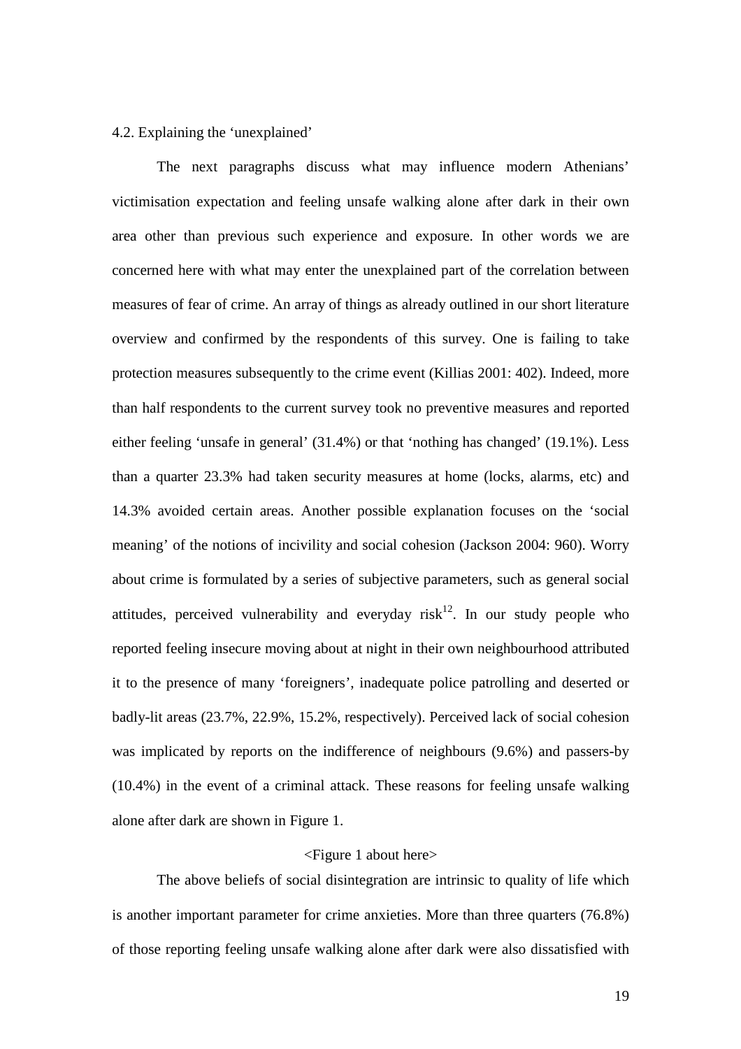### 4.2. Explaining the 'unexplained'

The next paragraphs discuss what may influence modern Athenians' victimisation expectation and feeling unsafe walking alone after dark in their own area other than previous such experience and exposure. In other words we are concerned here with what may enter the unexplained part of the correlation between measures of fear of crime. An array of things as already outlined in our short literature overview and confirmed by the respondents of this survey. One is failing to take protection measures subsequently to the crime event (Killias 2001: 402). Indeed, more than half respondents to the current survey took no preventive measures and reported either feeling 'unsafe in general' (31.4%) or that 'nothing has changed' (19.1%). Less than a quarter 23.3% had taken security measures at home (locks, alarms, etc) and 14.3% avoided certain areas. Another possible explanation focuses on the 'social meaning' of the notions of incivility and social cohesion (Jackson 2004: 960). Worry about crime is formulated by a series of subjective parameters, such as general social attitudes, perceived vulnerability and everyday risk[12]. In our study people who reported feeling insecure moving about at night in their own neighbourhood attributed it to the presence of many 'foreigners', inadequate police patrolling and deserted or badly-lit areas (23.7%, 22.9%, 15.2%, respectively). Perceived lack of social cohesion was implicated by reports on the indifference of neighbours (9.6%) and passers-by (10.4%) in the event of a criminal attack. These reasons for feeling unsafe walking alone after dark are shown in Figure 1.

<Figure 1 about here>

The above beliefs of social disintegration are intrinsic to quality of life which is another important parameter for crime anxieties. More than three quarters (76.8%) of those reporting feeling unsafe walking alone after dark were also dissatisfied with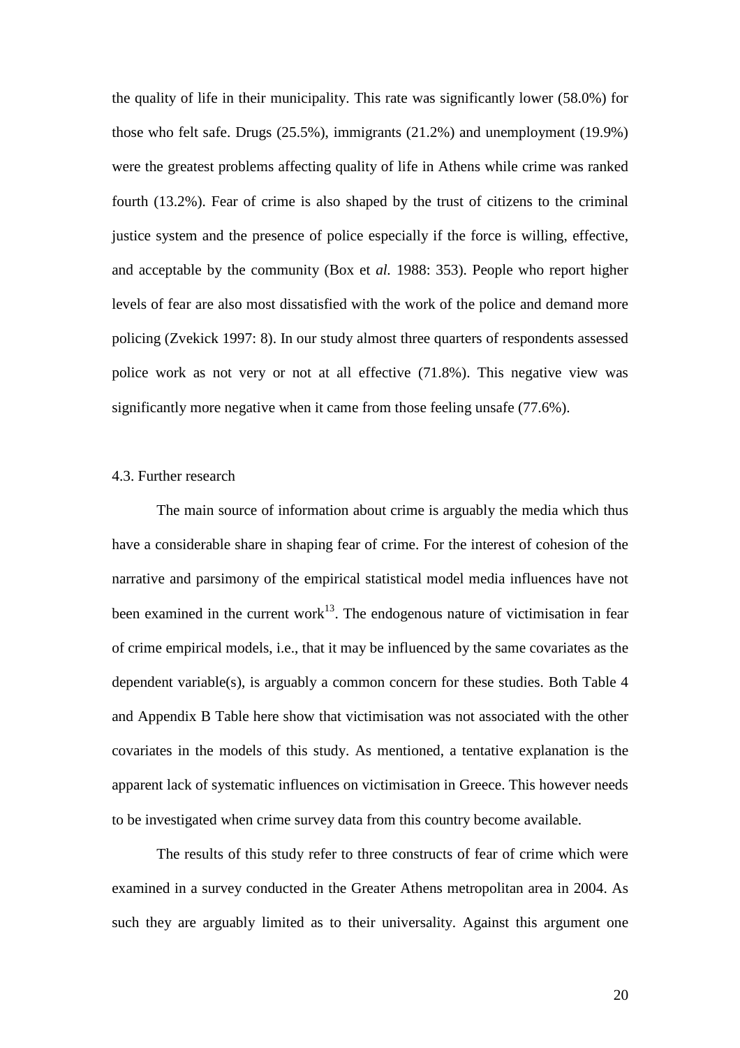the quality of life in their municipality. This rate was significantly lower (58.0%) for those who felt safe. Drugs (25.5%), immigrants (21.2%) and unemployment (19.9%) were the greatest problems affecting quality of life in Athens while crime was ranked fourth (13.2%). Fear of crime is also shaped by the trust of citizens to the criminal justice system and the presence of police especially if the force is willing, effective, and acceptable by the community (Box et *al.* 1988: 353). People who report higher levels of fear are also most dissatisfied with the work of the police and demand more policing (Zvekick 1997: 8). In our study almost three quarters of respondents assessed police work as not very or not at all effective (71.8%). This negative view was significantly more negative when it came from those feeling unsafe (77.6%).

### 4.3. Further research

The main source of information about crime is arguably the media which thus have a considerable share in shaping fear of crime. For the interest of cohesion of the narrative and parsimony of the empirical statistical model media influences have not been examined in the current work[13]. The endogenous nature of victimisation in fear of crime empirical models, i.e., that it may be influenced by the same covariates as the dependent variable(s), is arguably a common concern for these studies. Both Table 4 and Appendix B Table here show that victimisation was not associated with the other covariates in the models of this study. As mentioned, a tentative explanation is the apparent lack of systematic influences on victimisation in Greece. This however needs to be investigated when crime survey data from this country become available.

The results of this study refer to three constructs of fear of crime which were examined in a survey conducted in the Greater Athens metropolitan area in 2004. As such they are arguably limited as to their universality. Against this argument one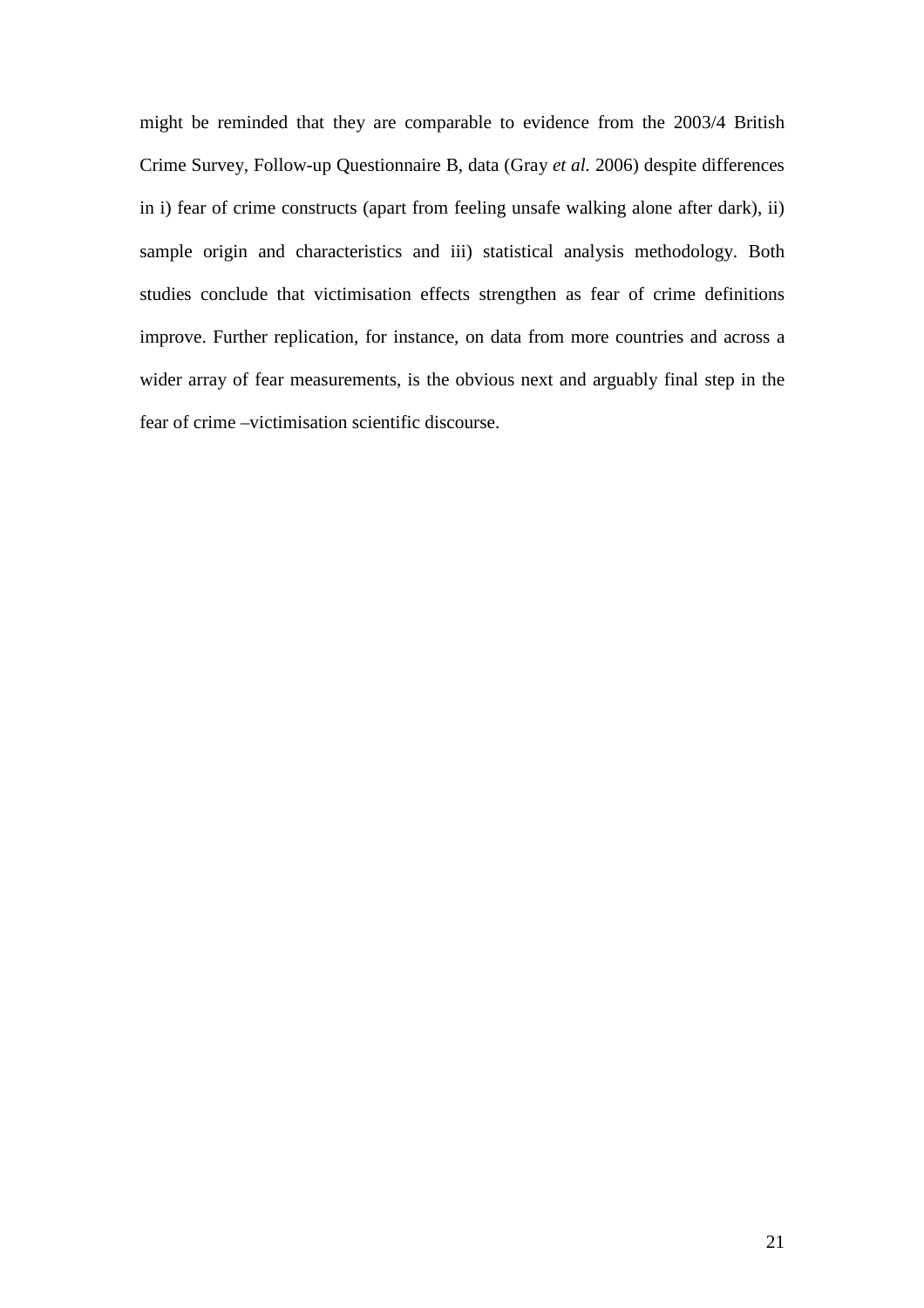might be reminded that they are comparable to evidence from the 2003/4 British Crime Survey, Follow-up Questionnaire B, data (Gray *et al.* 2006) despite differences in i) fear of crime constructs (apart from feeling unsafe walking alone after dark), ii) sample origin and characteristics and iii) statistical analysis methodology. Both studies conclude that victimisation effects strengthen as fear of crime definitions improve. Further replication, for instance, on data from more countries and across a wider array of fear measurements, is the obvious next and arguably final step in the fear of crime –victimisation scientific discourse.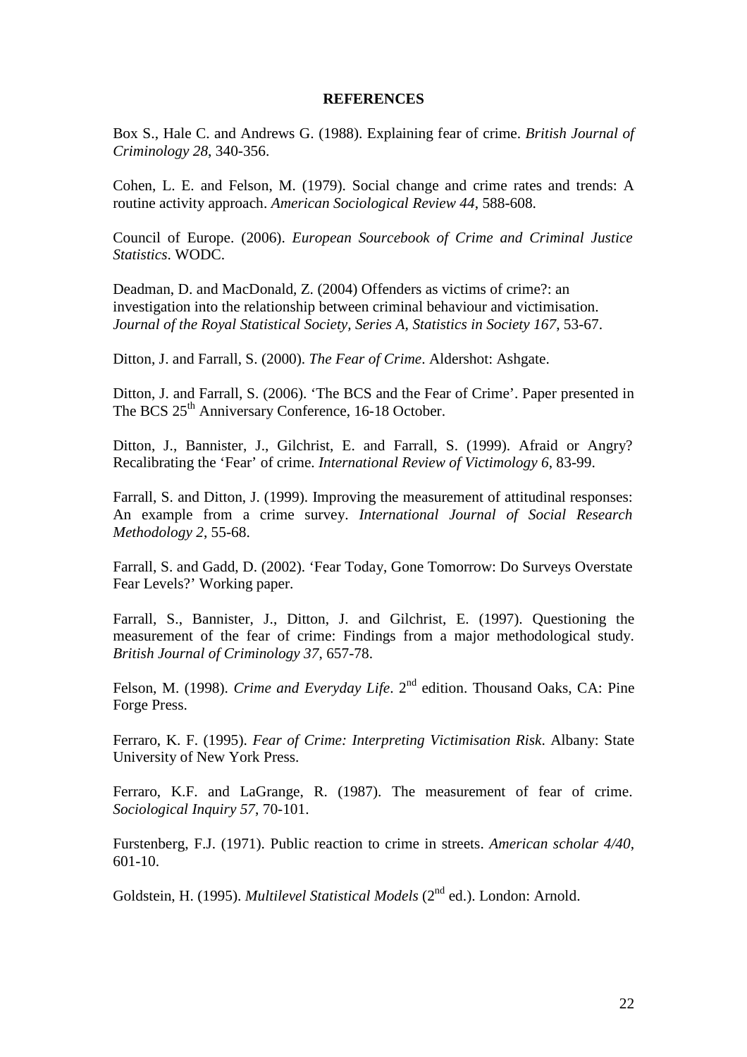## REFERENCES

Box S., Hale C. and Andrews G. (1988). Explaining fear of crime. *British Journal of Criminology 28*, 340-356.

Cohen, L. E. and Felson, M. (1979). Social change and crime rates and trends: A routine activity approach. *American Sociological Review 44*, 588-608.

Council of Europe. (2006). *European Sourcebook of Crime and Criminal Justice Statistics*. WODC.

Deadman, D. and MacDonald, Z. (2004) Offenders as victims of crime?: an investigation into the relationship between criminal behaviour and victimisation. *Journal of the Royal Statistical Society, Series A, Statistics in Society 167*, 53-67.

Ditton, J. and Farrall, S. (2000). *The Fear of Crime*. Aldershot: Ashgate.

Ditton, J. and Farrall, S. (2006). 'The BCS and the Fear of Crime'. Paper presented in The BCS 25th Anniversary Conference, 16-18 October.

Ditton, J., Bannister, J., Gilchrist, E. and Farrall, S. (1999). Afraid or Angry? Recalibrating the 'Fear' of crime. *International Review of Victimology 6*, 83-99.

Farrall, S. and Ditton, J. (1999). Improving the measurement of attitudinal responses: An example from a crime survey. *International Journal of Social Research Methodology 2*, 55-68.

Farrall, S. and Gadd, D. (2002). 'Fear Today, Gone Tomorrow: Do Surveys Overstate Fear Levels?' Working paper.

Farrall, S., Bannister, J., Ditton, J. and Gilchrist, E. (1997). Questioning the measurement of the fear of crime: Findings from a major methodological study. *British Journal of Criminology 37*, 657-78.

Felson, M. (1998). *Crime and Everyday Life*. 2nd edition. Thousand Oaks, CA: Pine Forge Press.

Ferraro, K. F. (1995). *Fear of Crime: Interpreting Victimisation Risk*. Albany: State University of New York Press.

Ferraro, K.F. and LaGrange, R. (1987). The measurement of fear of crime. *Sociological Inquiry 57*, 70-101.

Furstenberg, F.J. (1971). Public reaction to crime in streets. *American scholar 4/40*, 601-10.

Goldstein, H. (1995). *Multilevel Statistical Models* (2nd ed.). London: Arnold.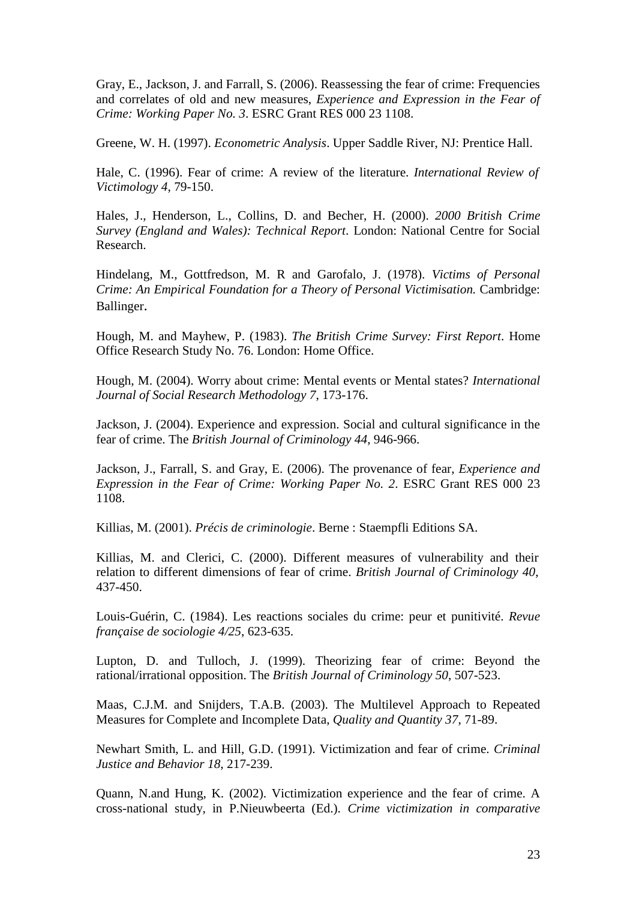Gray, E., Jackson, J. and Farrall, S. (2006). Reassessing the fear of crime: Frequencies and correlates of old and new measures, *Experience and Expression in the Fear of Crime: Working Paper No. 3*. ESRC Grant RES 000 23 1108.

Greene, W. H. (1997). *Econometric Analysis*. Upper Saddle River, NJ: Prentice Hall.

Hale, C. (1996). Fear of crime: A review of the literature. *International Review of Victimology 4*, 79-150.

Hales, J., Henderson, L., Collins, D. and Becher, H. (2000). *2000 British Crime Survey (England and Wales): Technical Report*. London: National Centre for Social Research.

Hindelang, M., Gottfredson, M. R and Garofalo, J. (1978). *Victims of Personal Crime: An Empirical Foundation for a Theory of Personal Victimisation.* Cambridge: Ballinger.

Hough, M. and Mayhew, P. (1983). *The British Crime Survey: First Report*. Home Office Research Study No. 76. London: Home Office.

Hough, M. (2004). Worry about crime: Mental events or Mental states? *International Journal of Social Research Methodology 7*, 173-176.

Jackson, J. (2004). Experience and expression. Social and cultural significance in the fear of crime. The *British Journal of Criminology 44*, 946-966.

Jackson, J., Farrall, S. and Gray, E. (2006). The provenance of fear, *Experience and Expression in the Fear of Crime: Working Paper No. 2*. ESRC Grant RES 000 23 1108.

Killias, M. (2001). *Précis de criminologie*. Berne : Staempfli Editions SA.

Killias, M. and Clerici, C. (2000). Different measures of vulnerability and their relation to different dimensions of fear of crime. *British Journal of Criminology 40*, 437-450.

Louis-Guérin, C. (1984). Les reactions sociales du crime: peur et punitivité. *Revue française de sociologie 4/25*, 623-635.

Lupton, D. and Tulloch, J. (1999). Theorizing fear of crime: Beyond the rational/irrational opposition. The *British Journal of Criminology 50*, 507-523.

Maas, C.J.M. and Snijders, T.A.B. (2003). The Multilevel Approach to Repeated Measures for Complete and Incomplete Data, *Quality and Quantity 37*, 71-89.

Newhart Smith, L. and Hill, G.D. (1991). Victimization and fear of crime. *Criminal Justice and Behavior 18*, 217-239.

Quann, N.and Hung, K. (2002). Victimization experience and the fear of crime. A cross-national study, in P.Nieuwbeerta (Ed.). *Crime victimization in comparative*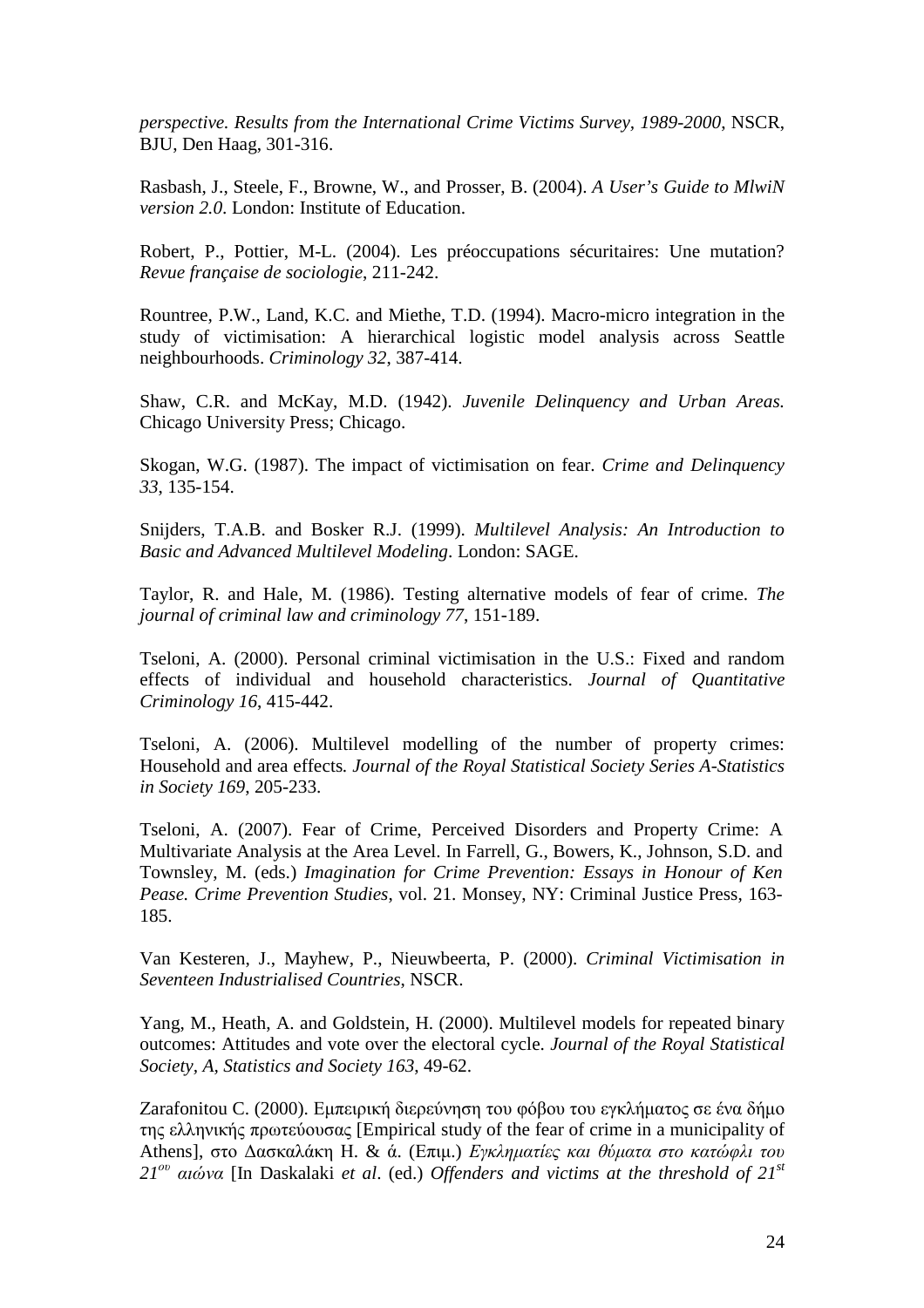*perspective. Results from the International Crime Victims Survey, 1989-2000*, NSCR, BJU, Den Haag, 301-316.

Rasbash, J., Steele, F., Browne, W., and Prosser, B. (2004). *A User's Guide to MlwiN version 2.0*. London: Institute of Education.

Robert, P., Pottier, M-L. (2004). Les préoccupations sécuritaires: Une mutation? *Revue française de sociologie*, 211-242.

Rountree, P.W., Land, K.C. and Miethe, T.D. (1994). Macro-micro integration in the study of victimisation: A hierarchical logistic model analysis across Seattle neighbourhoods. *Criminology 32*, 387-414.

Shaw, C.R. and McKay, M.D. (1942). *Juvenile Delinquency and Urban Areas.* Chicago University Press; Chicago.

Skogan, W.G. (1987). The impact of victimisation on fear. *Crime and Delinquency 33*, 135-154.

Snijders, T.A.B. and Bosker R.J. (1999). *Multilevel Analysis: An Introduction to Basic and Advanced Multilevel Modeling*. London: SAGE.

Taylor, R. and Hale, M. (1986). Testing alternative models of fear of crime. *The journal of criminal law and criminology 77*, 151-189.

Tseloni, A. (2000). Personal criminal victimisation in the U.S.: Fixed and random effects of individual and household characteristics. *Journal of Quantitative Criminology 16*, 415-442.

Tseloni, A. (2006). Multilevel modelling of the number of property crimes: Household and area effects*. Journal of the Royal Statistical Society Series A-Statistics in Society 169*, 205-233.

Tseloni, A. (2007). Fear of Crime, Perceived Disorders and Property Crime: A Multivariate Analysis at the Area Level. In Farrell, G., Bowers, K., Johnson, S.D. and Townsley, M. (eds.) *Imagination for Crime Prevention: Essays in Honour of Ken Pease. Crime Prevention Studies*, vol. 21. Monsey, NY: Criminal Justice Press, 163-185.

Van Kesteren, J., Mayhew, P., Nieuwbeerta, P. (2000). *Criminal Victimisation in Seventeen Industrialised Countries*, NSCR.

Yang, M., Heath, A. and Goldstein, H. (2000). Multilevel models for repeated binary outcomes: Attitudes and vote over the electoral cycle. *Journal of the Royal Statistical Society, A, Statistics and Society 163*, 49-62.

Zarafonitou C. (2000). Εμπειρική διερεύνηση του φόβου του εγκλήματος σε ένα δήμο της ελληνικής πρωτεύουσας [Empirical study of the fear of crime in a municipality of Athens], στο Δασκαλάκη Η. & ά. (Επιμ.) *Εγκληματίες και θύματα στο κατώφλι του 21ου αιώνα* [In Daskalaki *et al*. (ed.) *Offenders and victims at the threshold of 21st*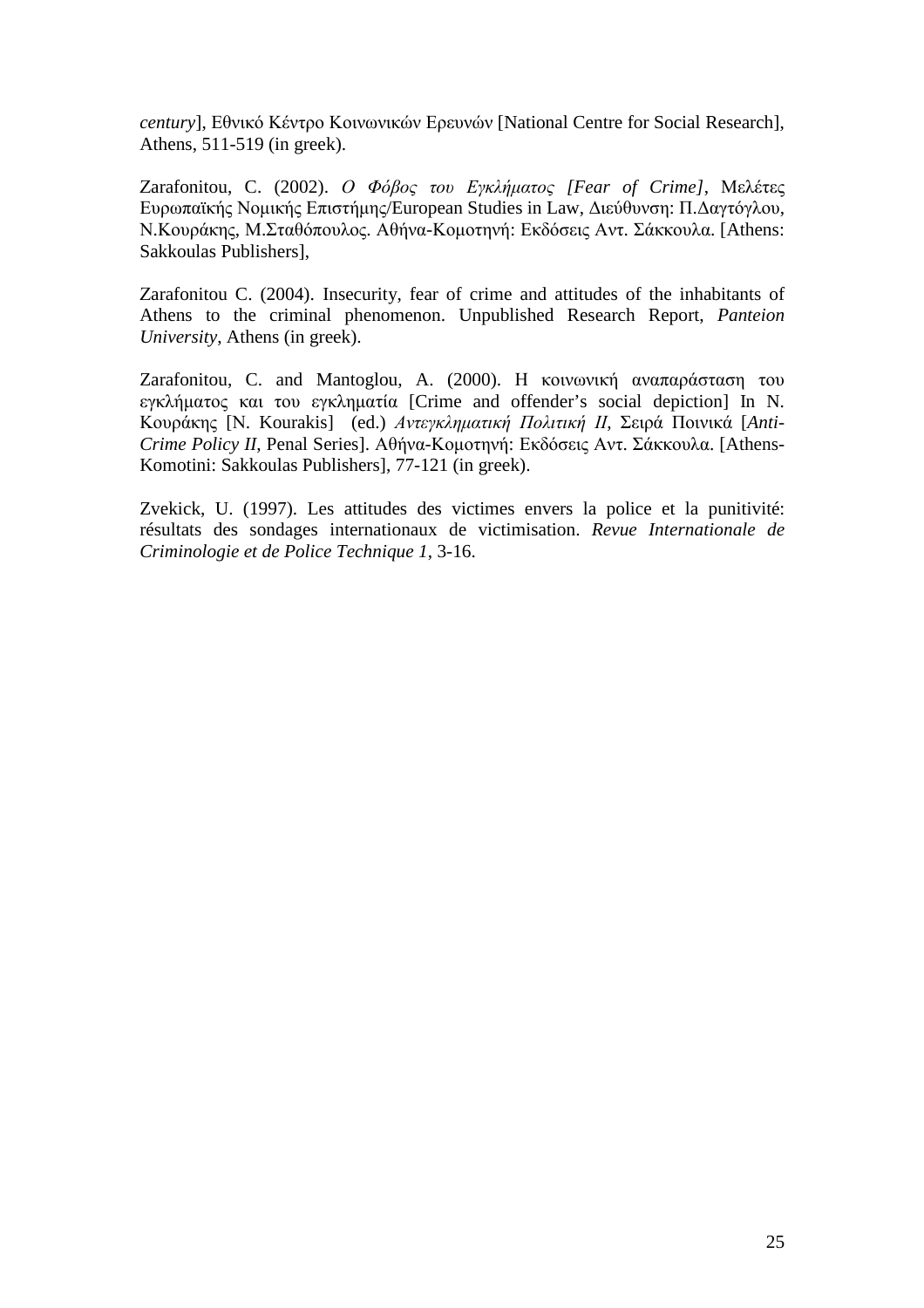*century*], Εθνικό Κέντρο Κοινωνικών Ερευνών [National Centre for Social Research], Athens, 511-519 (in greek).

Zarafonitou, C. (2002). *Ο Φόβος του Εγκλήματος [Fear of Crime]*, Μελέτες Ευρωπαϊκής Νομικής Επιστήμης/European Studies in Law, Διεύθυνση: Π.Δαγτόγλου, Ν.Κουράκης, Μ.Σταθόπουλος. Αθήνα-Κομοτηνή: Εκδόσεις Αντ. Σάκκουλα. [Athens: Sakkoulas Publishers],

Zarafonitou C. (2004). Insecurity, fear of crime and attitudes of the inhabitants of Athens to the criminal phenomenon. Unpublished Research Report, *Panteion University*, Athens (in greek).

Zarafonitou, C. and Mantoglou, A. (2000). Η κοινωνική αναπαράσταση του εγκλήματος και του εγκληματία [Crime and offender's social depiction] In Ν. Κουράκης [N. Kourakis] (ed.) *Αντεγκληματική Πολιτική ΙΙ*, Σειρά Ποινικά [*Anti-Crime Policy II*, Penal Series]. Αθήνα-Κομοτηνή: Εκδόσεις Αντ. Σάκκουλα. [Athens-Komotini: Sakkoulas Publishers], 77-121 (in greek).

Zvekick, U. (1997). Les attitudes des victimes envers la police et la punitivité: résultats des sondages internationaux de victimisation. *Revue Internationale de Criminologie et de Police Technique 1*, 3-16.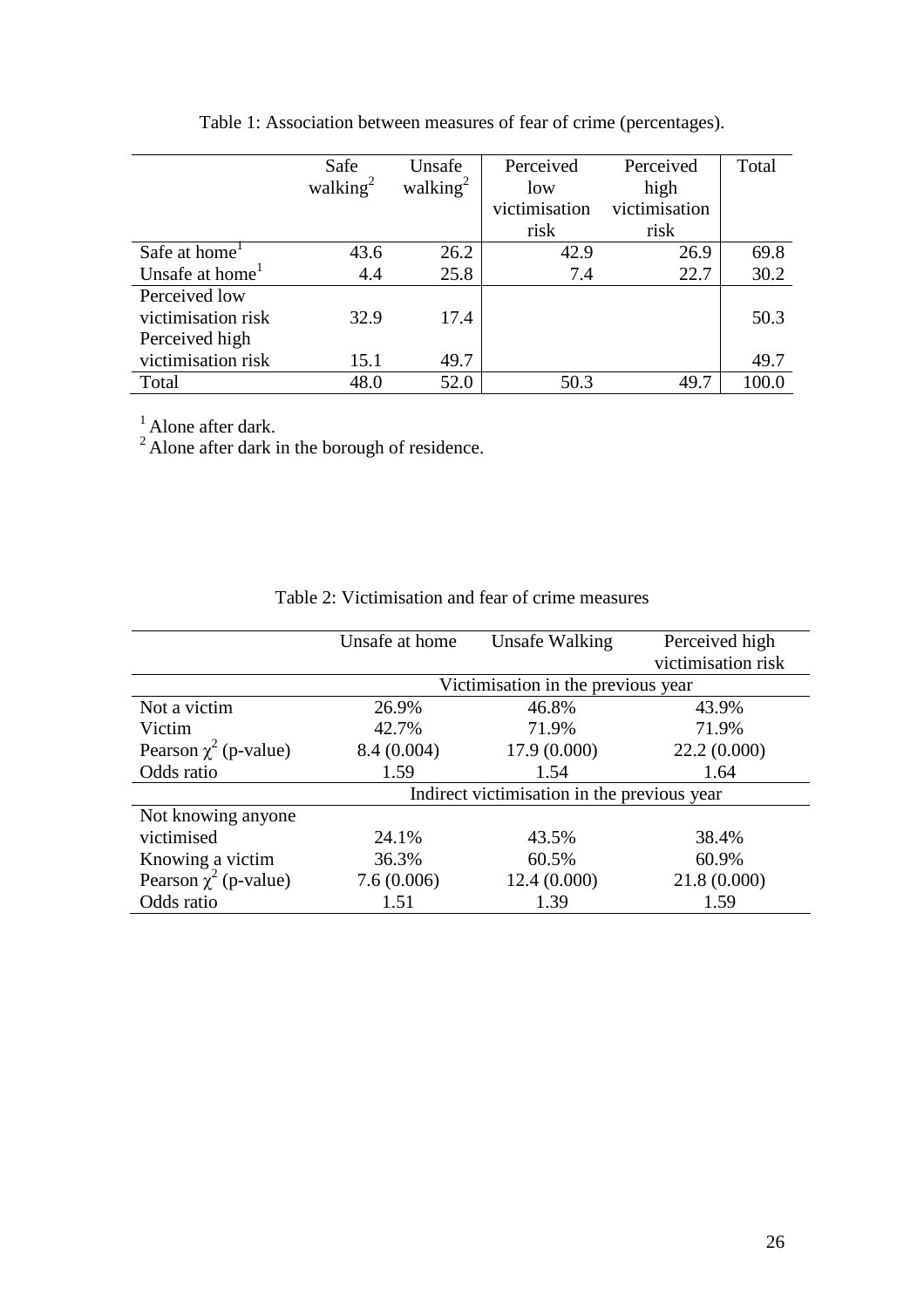Table 1: Association between measures of fear of crime (percentages).

| | Safe walking[2] | Unsafe walking[2] | Perceived low victimisation risk | Perceived high victimisation risk | Total |
|---|---|---|---|---|---|
| Safe at home[1] | 43.6 | 26.2 | 42.9 | 26.9 | 69.8 |
| Unsafe at home[1] | 4.4 | 25.8 | 7.4 | 22.7 | 30.2 |
| Perceived low victimisation risk | 32.9 | 17.4 | | | 50.3 |
| Perceived high victimisation risk | 15.1 | 49.7 | | | 49.7 |
| Total | 48.0 | 52.0 | 50.3 | 49.7 | 100.0 |

[1] Alone after dark.
[2] Alone after dark in the borough of residence.

Table 2: Victimisation and fear of crime measures

| | Unsafe at home | Unsafe Walking | Perceived high victimisation risk |
|---|---|---|---|
| | Victimisation in the previous year | | |
| Not a victim | 26.9% | 46.8% | 43.9% |
| Victim | 42.7% | 71.9% | 71.9% |
| Pearson $\chi^2$ (p-value) | 8.4 (0.004) | 17.9 (0.000) | 22.2 (0.000) |
| Odds ratio | 1.59 | 1.54 | 1.64 |
| | Indirect victimisation in the previous year | | |
| Not knowing anyone victimised | 24.1% | 43.5% | 38.4% |
| Knowing a victim | 36.3% | 60.5% | 60.9% |
| Pearson $\chi^2$ (p-value) | 7.6 (0.006) | 12.4 (0.000) | 21.8 (0.000) |
| Odds ratio | 1.51 | 1.39 | 1.59 |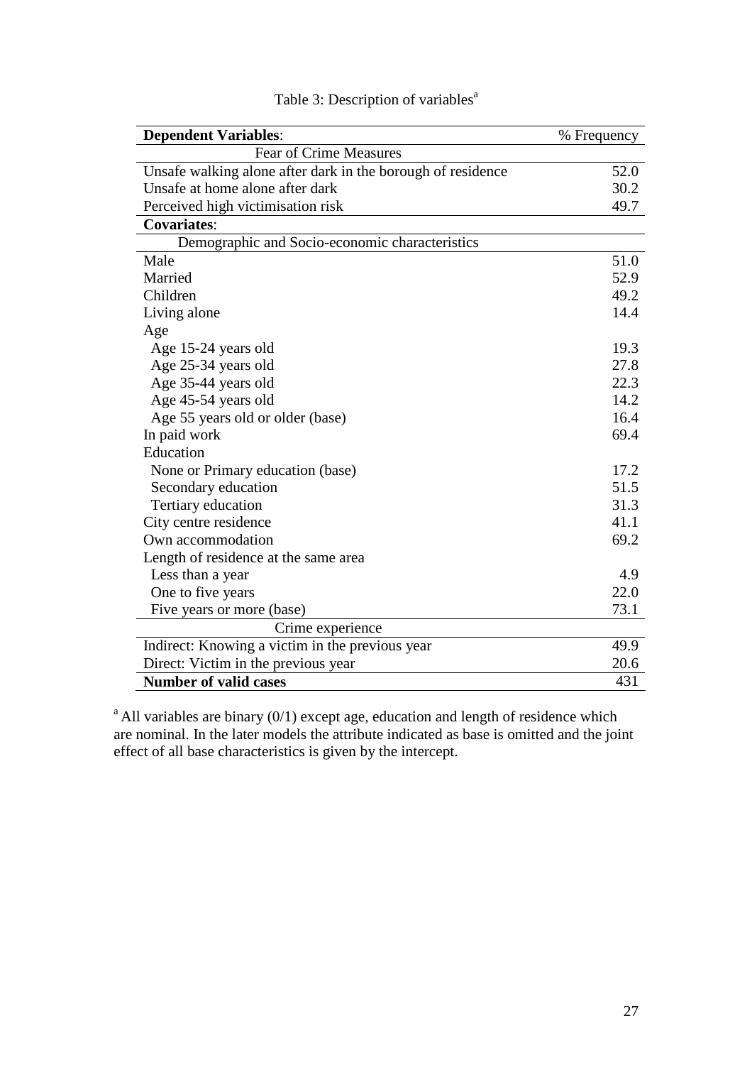Table 3: Description of variables[a]

| **Dependent Variables**: | % Frequency |
|---|---|
| Fear of Crime Measures | |
| Unsafe walking alone after dark in the borough of residence | 52.0 |
| Unsafe at home alone after dark | 30.2 |
| Perceived high victimisation risk | 49.7 |
| **Covariates**: | |
| Demographic and Socio-economic characteristics | |
| Male | 51.0 |
| Married | 52.9 |
| Children | 49.2 |
| Living alone | 14.4 |
| Age | |
| Age 15-24 years old | 19.3 |
| Age 25-34 years old | 27.8 |
| Age 35-44 years old | 22.3 |
| Age 45-54 years old | 14.2 |
| Age 55 years old or older (base) | 16.4 |
| In paid work | 69.4 |
| Education | |
| None or Primary education (base) | 17.2 |
| Secondary education | 51.5 |
| Tertiary education | 31.3 |
| City centre residence | 41.1 |
| Own accommodation | 69.2 |
| Length of residence at the same area | |
| Less than a year | 4.9 |
| One to five years | 22.0 |
| Five years or more (base) | 73.1 |
| Crime experience | |
| Indirect: Knowing a victim in the previous year | 49.9 |
| Direct: Victim in the previous year | 20.6 |
| **Number of valid cases** | 431 |

[a] All variables are binary (0/1) except age, education and length of residence which are nominal. In the later models the attribute indicated as base is omitted and the joint effect of all base characteristics is given by the intercept.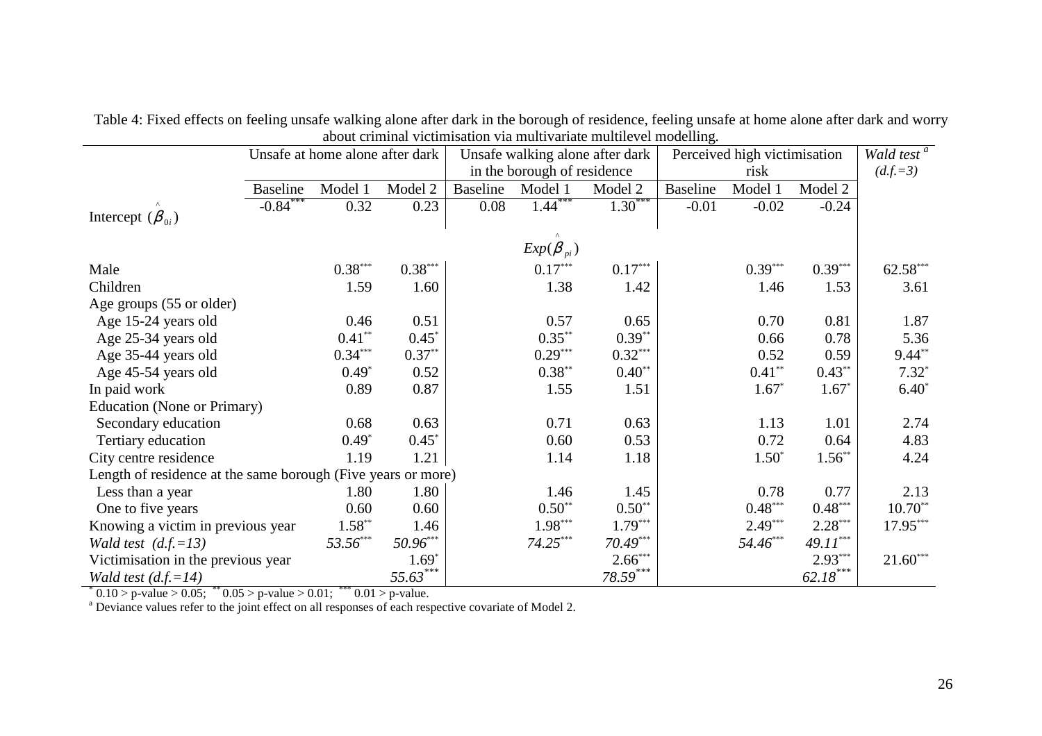Table 4: Fixed effects on feeling unsafe walking alone after dark in the borough of residence, feeling unsafe at home alone after dark and worry about criminal victimisation via multivariate multilevel modelling.

| | Unsafe at home alone after dark | | | Unsafe walking alone after dark in the borough of residence | | | Perceived high victimisation risk | | | *Wald test* [a] *(d.f.=3)* |
|---|---|---|---|---|---|---|---|---|---|---|
| | Baseline | Model 1 | Model 2 | Baseline | Model 1 | Model 2 | Baseline | Model 1 | Model 2 | |
| Intercept ($\hat{\beta}_{0i}$) | -0.84*** | 0.32 | 0.23 | 0.08 | 1.44*** | 1.30*** | -0.01 | -0.02 | -0.24 | |
| | | | | | $Exp(\hat{\beta}_{pi})$ | | | | | |
| Male | | 0.38*** | 0.38*** | | 0.17*** | 0.17*** | | 0.39*** | 0.39*** | 62.58*** |
| Children | | 1.59 | 1.60 | | 1.38 | 1.42 | | 1.46 | 1.53 | 3.61 |
| Age groups (55 or older) | | | | | | | | | | |
| Age 15-24 years old | | 0.46 | 0.51 | | 0.57 | 0.65 | | 0.70 | 0.81 | 1.87 |
| Age 25-34 years old | | 0.41** | 0.45* | | 0.35** | 0.39** | | 0.66 | 0.78 | 5.36 |
| Age 35-44 years old | | 0.34*** | 0.37** | | 0.29*** | 0.32*** | | 0.52 | 0.59 | 9.44** |
| Age 45-54 years old | | 0.49* | 0.52 | | 0.38** | 0.40** | | 0.41** | 0.43** | 7.32* |
| In paid work | | 0.89 | 0.87 | | 1.55 | 1.51 | | 1.67* | 1.67* | 6.40* |
| Education (None or Primary) | | | | | | | | | | |
| Secondary education | | 0.68 | 0.63 | | 0.71 | 0.63 | | 1.13 | 1.01 | 2.74 |
| Tertiary education | | 0.49* | 0.45* | | 0.60 | 0.53 | | 0.72 | 0.64 | 4.83 |
| City centre residence | | 1.19 | 1.21 | | 1.14 | 1.18 | | 1.50* | 1.56** | 4.24 |
| Length of residence at the same borough (Five years or more) | | | | | | | | | | |
| Less than a year | | 1.80 | 1.80 | | 1.46 | 1.45 | | 0.78 | 0.77 | 2.13 |
| One to five years | | 0.60 | 0.60 | | 0.50** | 0.50** | | 0.48*** | 0.48*** | 10.70** |
| Knowing a victim in previous year | | 1.58** | 1.46 | | 1.98*** | 1.79*** | | 2.49*** | 2.28*** | 17.95*** |
| *Wald test (d.f.=13)* | | *53.56**** | *50.96**** | | *74.25**** | *70.49**** | | *54.46**** | *49.11**** | |
| Victimisation in the previous year | | | 1.69* | | | 2.66*** | | | 2.93*** | 21.60*** |
| *Wald test (d.f.=14)* | | | *55.63**** | | | *78.59**** | | | *62.18**** | |

\* 0.10 > p-value > 0.05; ** 0.05 > p-value > 0.01; *** 0.01 > p-value.

[a] Deviance values refer to the joint effect on all responses of each respective covariate of Model 2.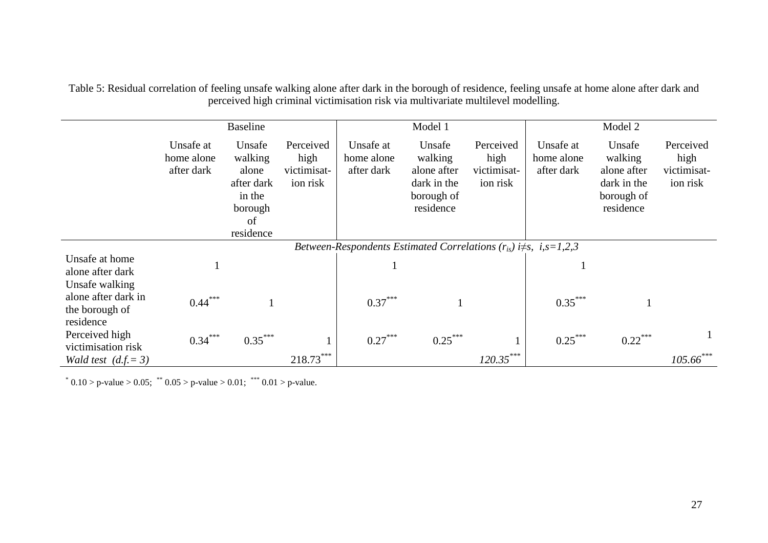Table 5: Residual correlation of feeling unsafe walking alone after dark in the borough of residence, feeling unsafe at home alone after dark and perceived high criminal victimisation risk via multivariate multilevel modelling.

| | Baseline | | | Model 1 | | | Model 2 | | |
|---|---|---|---|---|---|---|---|---|---|
| | Unsafe at home alone after dark | Unsafe walking alone after dark in the borough of residence | Perceived high victimisat-ion risk | Unsafe at home alone after dark | Unsafe walking alone after dark in the borough of residence | Perceived high victimisat-ion risk | Unsafe at home alone after dark | Unsafe walking alone after dark in the borough of residence | Perceived high victimisat-ion risk |
| | *Between-Respondents Estimated Correlations ($r_{is}$) $i \neq s$, $i,s=1,2,3$* | | | | | | | | |
| Unsafe at home alone after dark | 1 | | | 1 | | | 1 | | |
| Unsafe walking alone after dark in the borough of residence | 0.44*** | 1 | | 0.37*** | 1 | | 0.35*** | 1 | |
| Perceived high victimisation risk | 0.34*** | 0.35*** | 1 | 0.27*** | 0.25*** | 1 | 0.25*** | 0.22*** | 1 |
| *Wald test (d.f.= 3)* | | | 218.73*** | | | *120.35**** | | | *105.66**** |

* 0.10 > p-value > 0.05; ** 0.05 > p-value > 0.01; *** 0.01 > p-value.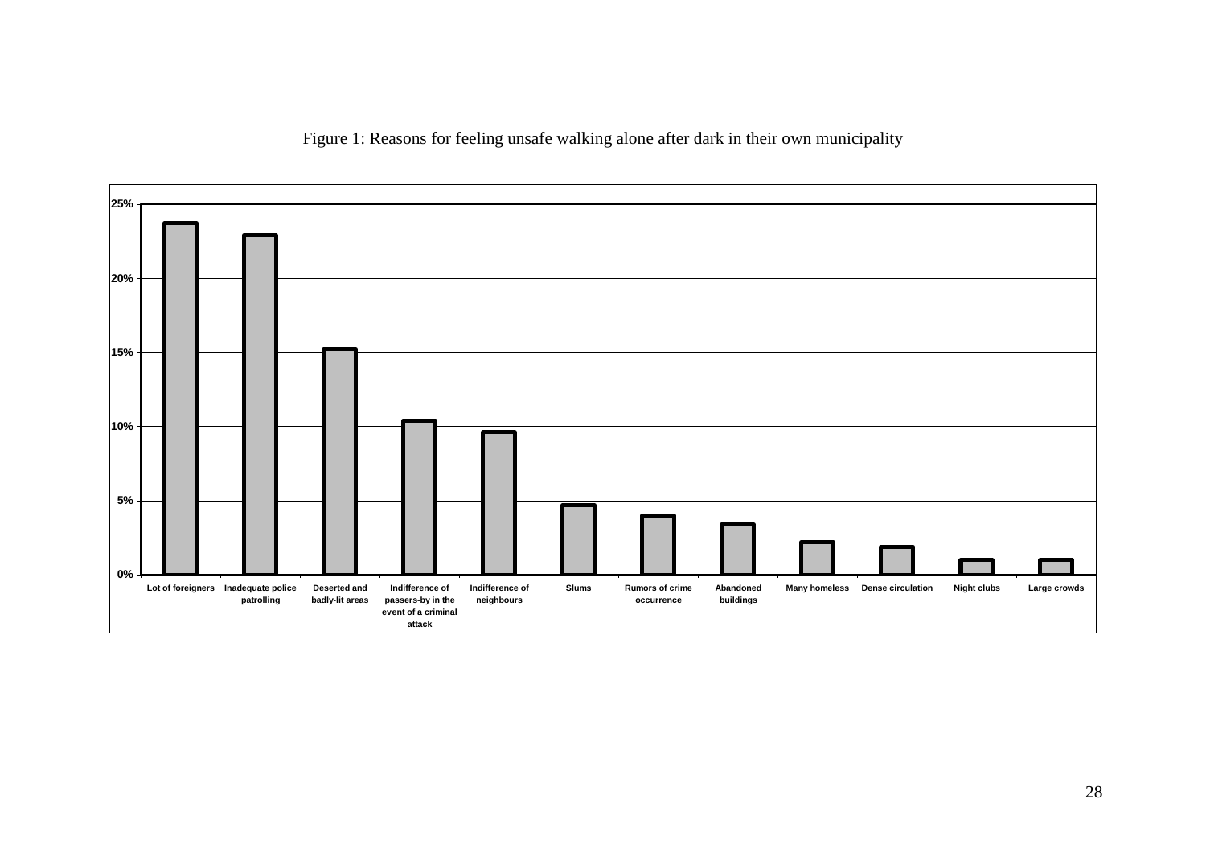Figure 1: Reasons for feeling unsafe walking alone after dark in their own municipality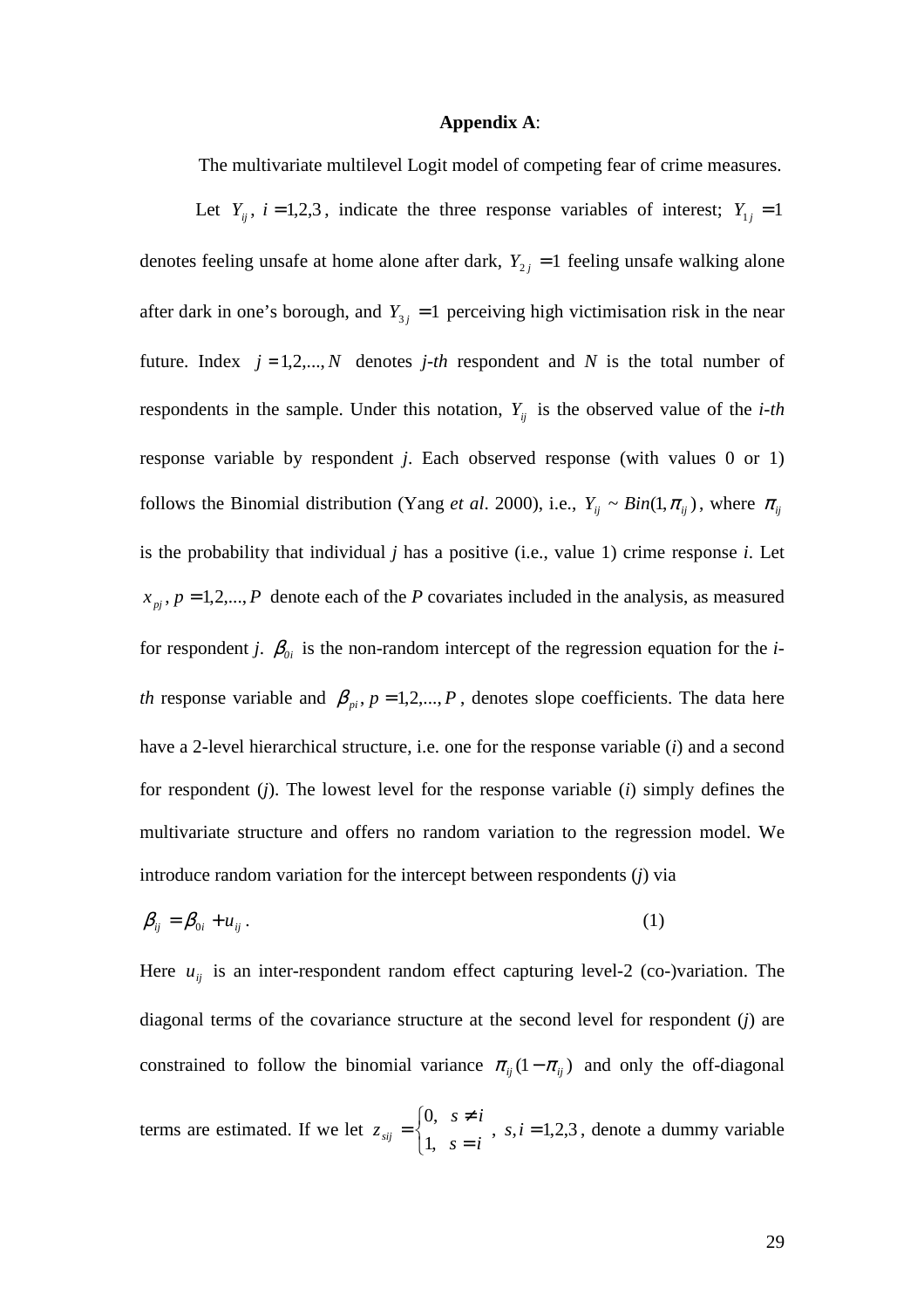**Appendix A**:

The multivariate multilevel Logit model of competing fear of crime measures.

Let $Y_{ij}$, $i=1,2,3$, indicate the three response variables of interest; $Y_{1j}=1$ denotes feeling unsafe at home alone after dark, $Y_{2j}=1$ feeling unsafe walking alone after dark in one's borough, and $Y_{3j}=1$ perceiving high victimisation risk in the near future. Index $j=1,2,...,N$ denotes *j-th* respondent and *N* is the total number of respondents in the sample. Under this notation, $Y_{ij}$ is the observed value of the *i-th* response variable by respondent *j*. Each observed response (with values 0 or 1) follows the Binomial distribution (Yang *et al*. 2000), i.e., $Y_{ij} \sim Bin(1,\pi_{ij})$, where $\pi_{ij}$ is the probability that individual *j* has a positive (i.e., value 1) crime response *i*. Let $x_{pj}$, $p=1,2,...,P$ denote each of the *P* covariates included in the analysis, as measured for respondent *j*. $\beta_{0i}$ is the non-random intercept of the regression equation for the *i-th* response variable and $\beta_{pi}$, $p=1,2,...,P$, denotes slope coefficients. The data here have a 2-level hierarchical structure, i.e. one for the response variable (*i*) and a second for respondent (*j*). The lowest level for the response variable (*i*) simply defines the multivariate structure and offers no random variation to the regression model. We introduce random variation for the intercept between respondents (*j*) via

$$\beta_{ij} = \beta_{0i} + u_{ij}\,. \tag{1}$$

Here $u_{ij}$ is an inter-respondent random effect capturing level-2 (co-)variation. The diagonal terms of the covariance structure at the second level for respondent (*j*) are constrained to follow the binomial variance $\pi_{ij}(1-\pi_{ij})$ and only the off-diagonal terms are estimated. If we let $z_{sij} = \begin{cases} 0, & s \neq i \\ 1, & s = i \end{cases}$, $s,i=1,2,3$, denote a dummy variable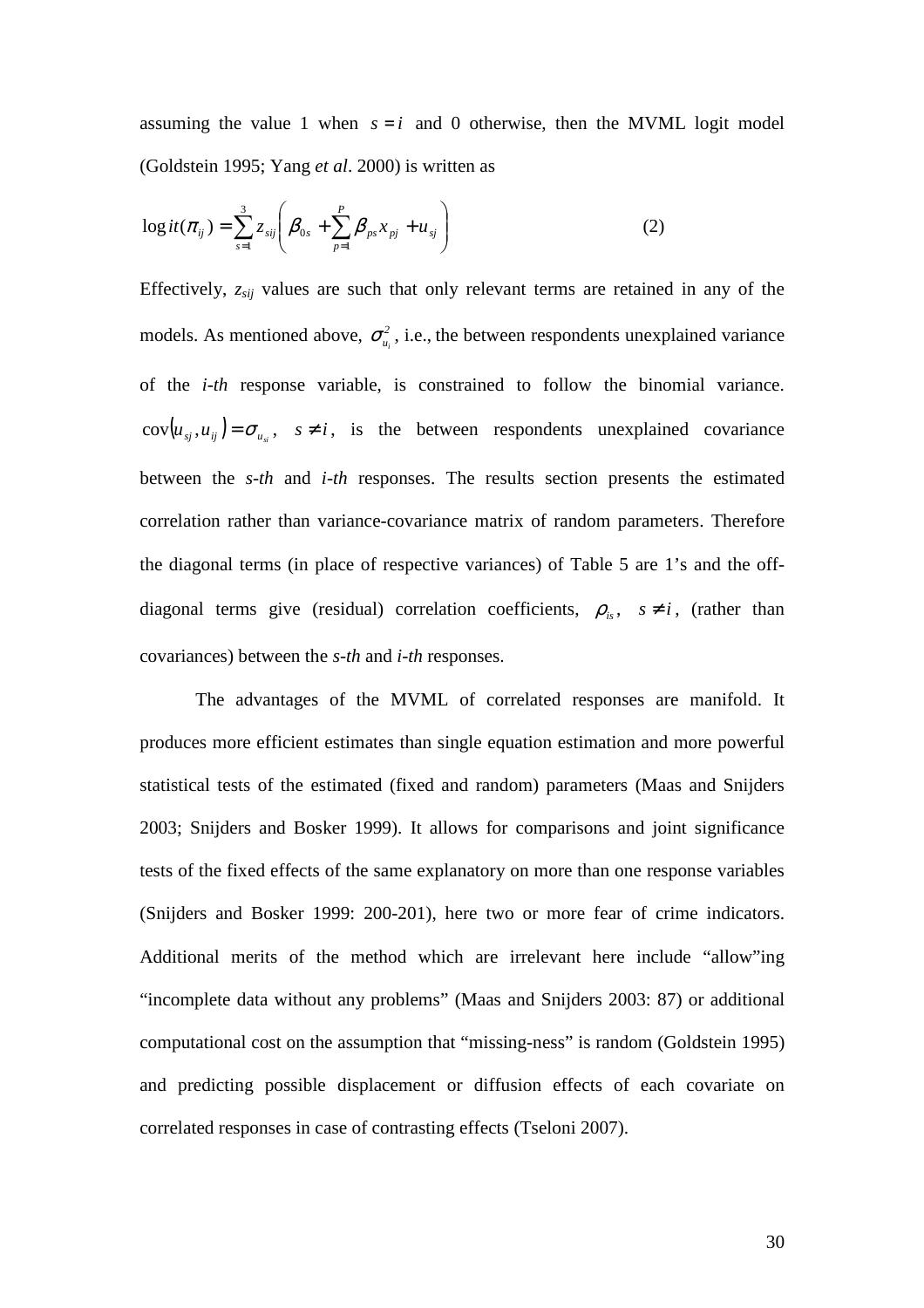assuming the value 1 when $s = i$ and 0 otherwise, then the MVML logit model (Goldstein 1995; Yang *et al*. 2000) is written as

$$\log it(\pi_{ij}) = \sum_{s=1}^{3} z_{sij} \left( \beta_{0s} + \sum_{p=1}^{P} \beta_{ps} x_{pj} + u_{sj} \right) \qquad (2)$$

Effectively, $z_{sij}$ values are such that only relevant terms are retained in any of the models. As mentioned above, $\sigma^2_{u_i}$, i.e., the between respondents unexplained variance of the *i-th* response variable, is constrained to follow the binomial variance. $\text{cov}(u_{sj}, u_{ij}) = \sigma_{u_{si}}$, $s \neq i$, is the between respondents unexplained covariance between the *s-th* and *i-th* responses. The results section presents the estimated correlation rather than variance-covariance matrix of random parameters. Therefore the diagonal terms (in place of respective variances) of Table 5 are 1's and the off-diagonal terms give (residual) correlation coefficients, $\rho_{is}$, $s \neq i$, (rather than covariances) between the *s-th* and *i-th* responses.

The advantages of the MVML of correlated responses are manifold. It produces more efficient estimates than single equation estimation and more powerful statistical tests of the estimated (fixed and random) parameters (Maas and Snijders 2003; Snijders and Bosker 1999). It allows for comparisons and joint significance tests of the fixed effects of the same explanatory on more than one response variables (Snijders and Bosker 1999: 200-201), here two or more fear of crime indicators. Additional merits of the method which are irrelevant here include "allow"ing "incomplete data without any problems" (Maas and Snijders 2003: 87) or additional computational cost on the assumption that "missing-ness" is random (Goldstein 1995) and predicting possible displacement or diffusion effects of each covariate on correlated responses in case of contrasting effects (Tseloni 2007).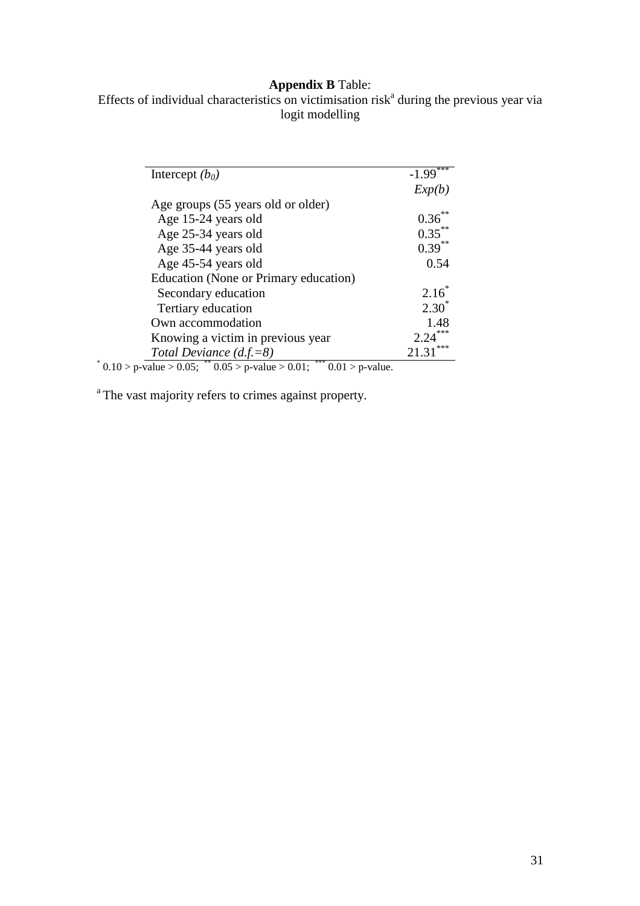**Appendix B** Table:

Effects of individual characteristics on victimisation risk[a] during the previous year via logit modelling

| Intercept $(b_0)$ | -1.99*** |
|---|---|
| | *Exp(b)* |
| Age groups (55 years old or older) | |
| Age 15-24 years old | 0.36** |
| Age 25-34 years old | 0.35** |
| Age 35-44 years old | 0.39** |
| Age 45-54 years old | 0.54 |
| Education (None or Primary education) | |
| Secondary education | 2.16* |
| Tertiary education | 2.30* |
| Own accommodation | 1.48 |
| Knowing a victim in previous year | 2.24*** |
| *Total Deviance (d.f.=8)* | 21.31*** |

* 0.10 > p-value > 0.05; ** 0.05 > p-value > 0.01; *** 0.01 > p-value.

[a] The vast majority refers to crimes against property.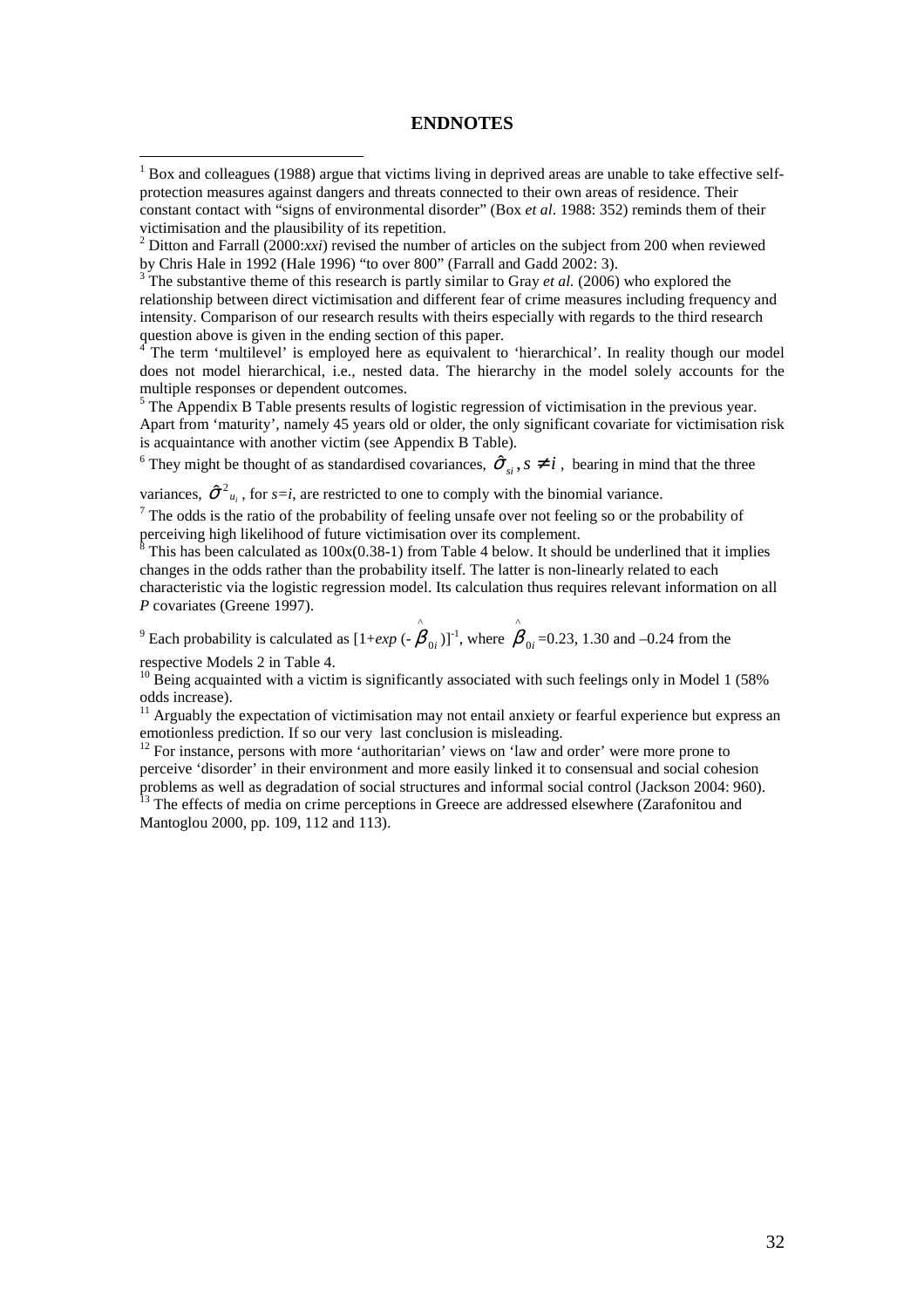## ENDNOTES

[1] Box and colleagues (1988) argue that victims living in deprived areas are unable to take effective self-protection measures against dangers and threats connected to their own areas of residence. Their constant contact with "signs of environmental disorder" (Box *et al*. 1988: 352) reminds them of their victimisation and the plausibility of its repetition.

[2] Ditton and Farrall (2000:*xxi*) revised the number of articles on the subject from 200 when reviewed by Chris Hale in 1992 (Hale 1996) "to over 800" (Farrall and Gadd 2002: 3).

[3] The substantive theme of this research is partly similar to Gray *et al.* (2006) who explored the relationship between direct victimisation and different fear of crime measures including frequency and intensity. Comparison of our research results with theirs especially with regards to the third research question above is given in the ending section of this paper.

[4] The term 'multilevel' is employed here as equivalent to 'hierarchical'. In reality though our model does not model hierarchical, i.e., nested data. The hierarchy in the model solely accounts for the multiple responses or dependent outcomes.

[5] The Appendix B Table presents results of logistic regression of victimisation in the previous year. Apart from 'maturity', namely 45 years old or older, the only significant covariate for victimisation risk is acquaintance with another victim (see Appendix B Table).

[6] They might be thought of as standardised covariances, $\hat{\sigma}_{si}, s \neq i$, bearing in mind that the three variances, $\hat{\sigma}^2_{u_i}$, for $s=i$, are restricted to one to comply with the binomial variance.

[7] The odds is the ratio of the probability of feeling unsafe over not feeling so or the probability of perceiving high likelihood of future victimisation over its complement.

[8] This has been calculated as 100x(0.38-1) from Table 4 below. It should be underlined that it implies changes in the odds rather than the probability itself. The latter is non-linearly related to each characteristic via the logistic regression model. Its calculation thus requires relevant information on all *P* covariates (Greene 1997).

[9] Each probability is calculated as $[1+exp(-\hat{\beta}_{0i})]^{-1}$, where $\hat{\beta}_{0i}$ =0.23, 1.30 and –0.24 from the respective Models 2 in Table 4.

[10] Being acquainted with a victim is significantly associated with such feelings only in Model 1 (58% odds increase).

[11] Arguably the expectation of victimisation may not entail anxiety or fearful experience but express an emotionless prediction. If so our very last conclusion is misleading.

[12] For instance, persons with more 'authoritarian' views on 'law and order' were more prone to perceive 'disorder' in their environment and more easily linked it to consensual and social cohesion problems as well as degradation of social structures and informal social control (Jackson 2004: 960).

[13] The effects of media on crime perceptions in Greece are addressed elsewhere (Zarafonitou and Mantoglou 2000, pp. 109, 112 and 113).